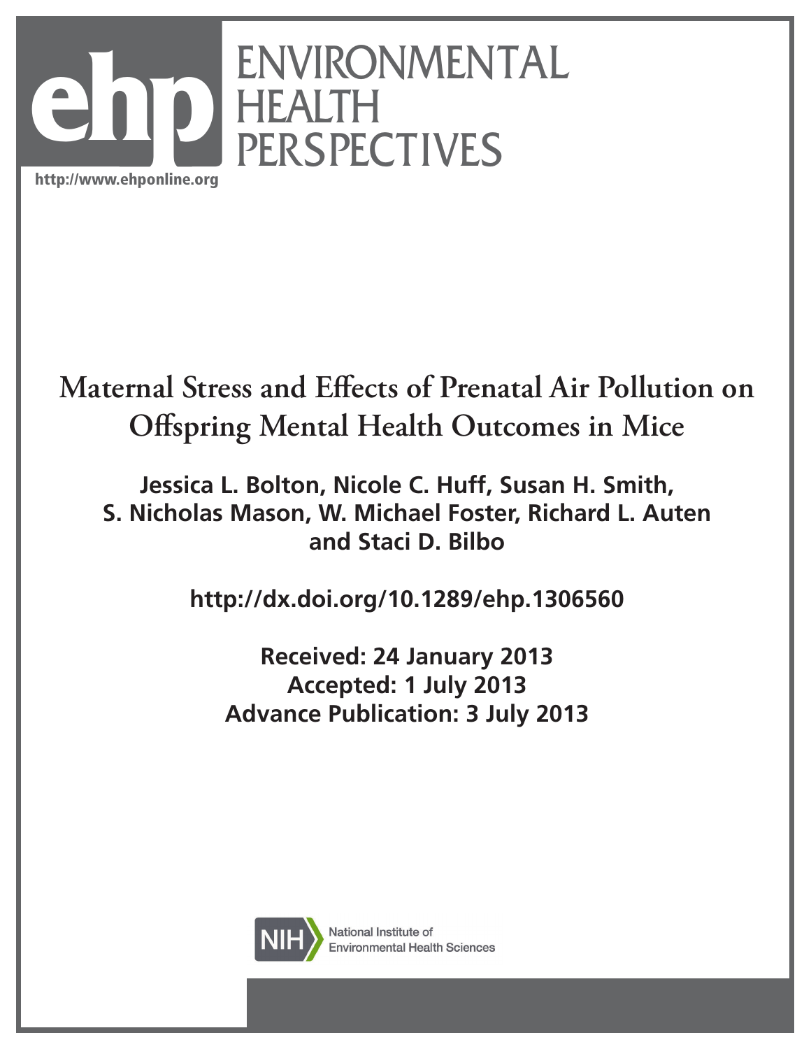# Maternal Stress and Effects of Prenatal Air Pollution on Offspring Mental Health Outcomes in Mice

**Jessica L. Bolton, Nicole C. Huff, Susan H. Smith, S. Nicholas Mason, W. Michael Foster, Richard L. Auten and Staci D. Bilbo**

**http://dx.doi.org/10.1289/ehp.1306560**

**Received: 24 January 2013**
**Accepted: 1 July 2013**
**Advance Publication: 3 July 2013**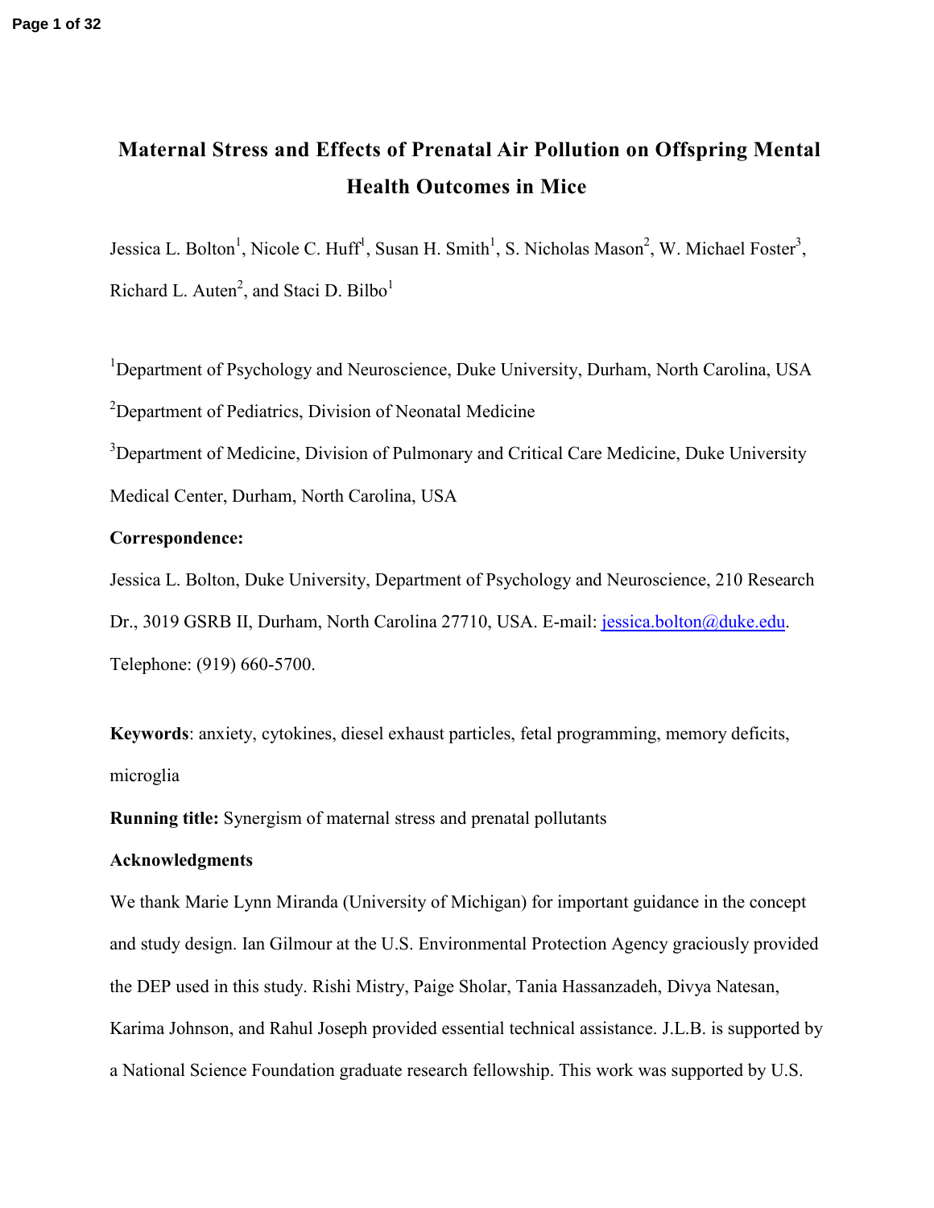# Maternal Stress and Effects of Prenatal Air Pollution on Offspring Mental Health Outcomes in Mice

Jessica L. Bolton[1], Nicole C. Huff[1], Susan H. Smith[1], S. Nicholas Mason[2], W. Michael Foster[3], Richard L. Auten[2], and Staci D. Bilbo[1]

[1]Department of Psychology and Neuroscience, Duke University, Durham, North Carolina, USA

[2]Department of Pediatrics, Division of Neonatal Medicine

[3]Department of Medicine, Division of Pulmonary and Critical Care Medicine, Duke University Medical Center, Durham, North Carolina, USA

**Correspondence:**

Jessica L. Bolton, Duke University, Department of Psychology and Neuroscience, 210 Research Dr., 3019 GSRB II, Durham, North Carolina 27710, USA. E-mail: jessica.bolton@duke.edu. Telephone: (919) 660-5700.

**Keywords**: anxiety, cytokines, diesel exhaust particles, fetal programming, memory deficits, microglia

**Running title:** Synergism of maternal stress and prenatal pollutants

**Acknowledgments**

We thank Marie Lynn Miranda (University of Michigan) for important guidance in the concept and study design. Ian Gilmour at the U.S. Environmental Protection Agency graciously provided the DEP used in this study. Rishi Mistry, Paige Sholar, Tania Hassanzadeh, Divya Natesan, Karima Johnson, and Rahul Joseph provided essential technical assistance. J.L.B. is supported by a National Science Foundation graduate research fellowship. This work was supported by U.S.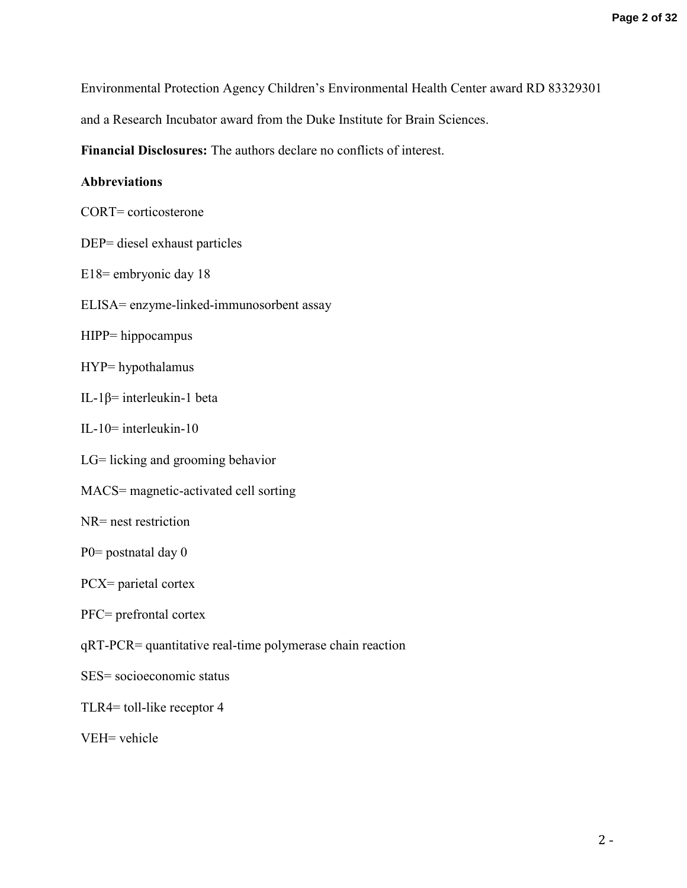Environmental Protection Agency Children's Environmental Health Center award RD 83329301 and a Research Incubator award from the Duke Institute for Brain Sciences.

**Financial Disclosures:** The authors declare no conflicts of interest.

**Abbreviations**

CORT= corticosterone

DEP= diesel exhaust particles

E18= embryonic day 18

ELISA= enzyme-linked-immunosorbent assay

HIPP= hippocampus

HYP= hypothalamus

IL-1β= interleukin-1 beta

IL-10= interleukin-10

LG= licking and grooming behavior

MACS= magnetic-activated cell sorting

NR= nest restriction

P0= postnatal day 0

PCX= parietal cortex

PFC= prefrontal cortex

qRT-PCR= quantitative real-time polymerase chain reaction

SES= socioeconomic status

TLR4= toll-like receptor 4

VEH= vehicle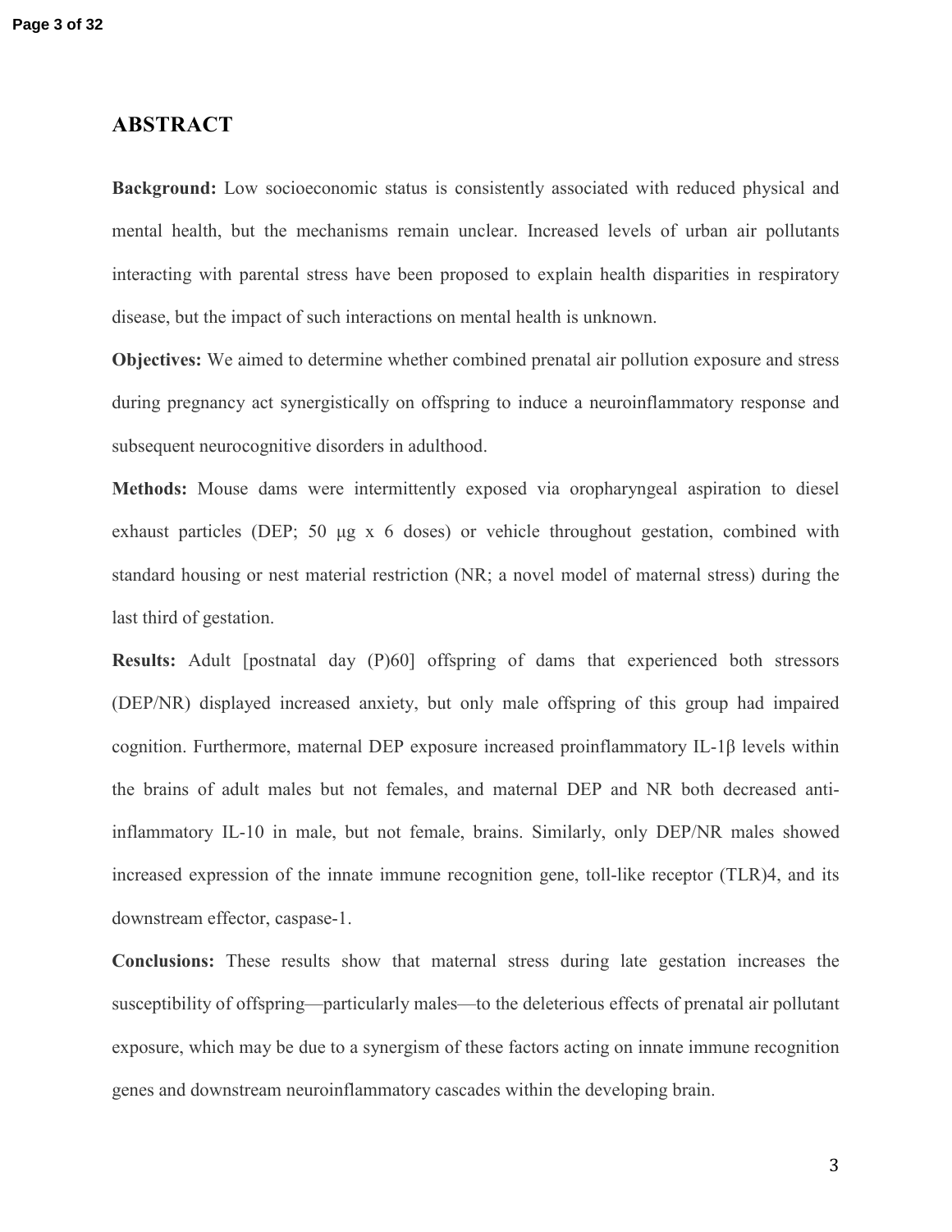## ABSTRACT

**Background:** Low socioeconomic status is consistently associated with reduced physical and mental health, but the mechanisms remain unclear. Increased levels of urban air pollutants interacting with parental stress have been proposed to explain health disparities in respiratory disease, but the impact of such interactions on mental health is unknown.

**Objectives:** We aimed to determine whether combined prenatal air pollution exposure and stress during pregnancy act synergistically on offspring to induce a neuroinflammatory response and subsequent neurocognitive disorders in adulthood.

**Methods:** Mouse dams were intermittently exposed via oropharyngeal aspiration to diesel exhaust particles (DEP; 50 μg x 6 doses) or vehicle throughout gestation, combined with standard housing or nest material restriction (NR; a novel model of maternal stress) during the last third of gestation.

**Results:** Adult [postnatal day (P)60] offspring of dams that experienced both stressors (DEP/NR) displayed increased anxiety, but only male offspring of this group had impaired cognition. Furthermore, maternal DEP exposure increased proinflammatory IL-1β levels within the brains of adult males but not females, and maternal DEP and NR both decreased anti-inflammatory IL-10 in male, but not female, brains. Similarly, only DEP/NR males showed increased expression of the innate immune recognition gene, toll-like receptor (TLR)4, and its downstream effector, caspase-1.

**Conclusions:** These results show that maternal stress during late gestation increases the susceptibility of offspring—particularly males—to the deleterious effects of prenatal air pollutant exposure, which may be due to a synergism of these factors acting on innate immune recognition genes and downstream neuroinflammatory cascades within the developing brain.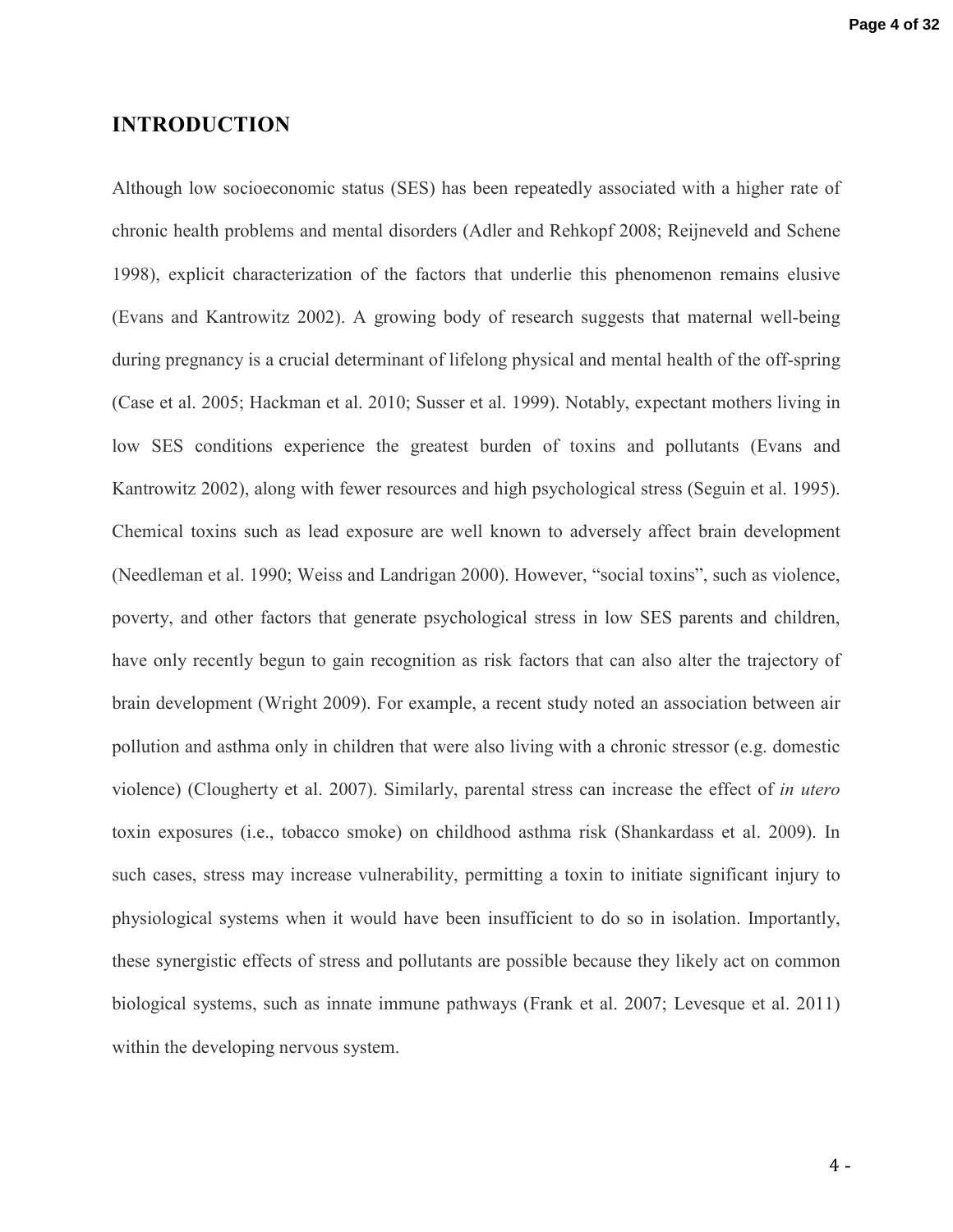## INTRODUCTION

Although low socioeconomic status (SES) has been repeatedly associated with a higher rate of chronic health problems and mental disorders (Adler and Rehkopf 2008; Reijneveld and Schene 1998), explicit characterization of the factors that underlie this phenomenon remains elusive (Evans and Kantrowitz 2002). A growing body of research suggests that maternal well-being during pregnancy is a crucial determinant of lifelong physical and mental health of the off-spring (Case et al. 2005; Hackman et al. 2010; Susser et al. 1999). Notably, expectant mothers living in low SES conditions experience the greatest burden of toxins and pollutants (Evans and Kantrowitz 2002), along with fewer resources and high psychological stress (Seguin et al. 1995). Chemical toxins such as lead exposure are well known to adversely affect brain development (Needleman et al. 1990; Weiss and Landrigan 2000). However, "social toxins", such as violence, poverty, and other factors that generate psychological stress in low SES parents and children, have only recently begun to gain recognition as risk factors that can also alter the trajectory of brain development (Wright 2009). For example, a recent study noted an association between air pollution and asthma only in children that were also living with a chronic stressor (e.g. domestic violence) (Clougherty et al. 2007). Similarly, parental stress can increase the effect of *in utero* toxin exposures (i.e., tobacco smoke) on childhood asthma risk (Shankardass et al. 2009). In such cases, stress may increase vulnerability, permitting a toxin to initiate significant injury to physiological systems when it would have been insufficient to do so in isolation. Importantly, these synergistic effects of stress and pollutants are possible because they likely act on common biological systems, such as innate immune pathways (Frank et al. 2007; Levesque et al. 2011) within the developing nervous system.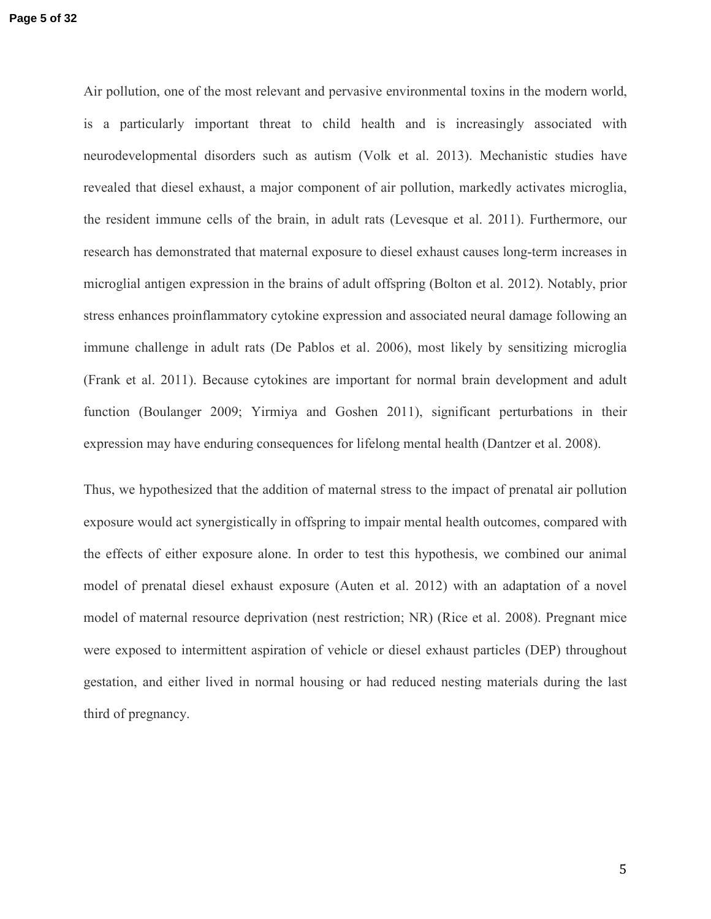Air pollution, one of the most relevant and pervasive environmental toxins in the modern world, is a particularly important threat to child health and is increasingly associated with neurodevelopmental disorders such as autism (Volk et al. 2013). Mechanistic studies have revealed that diesel exhaust, a major component of air pollution, markedly activates microglia, the resident immune cells of the brain, in adult rats (Levesque et al. 2011). Furthermore, our research has demonstrated that maternal exposure to diesel exhaust causes long-term increases in microglial antigen expression in the brains of adult offspring (Bolton et al. 2012). Notably, prior stress enhances proinflammatory cytokine expression and associated neural damage following an immune challenge in adult rats (De Pablos et al. 2006), most likely by sensitizing microglia (Frank et al. 2011). Because cytokines are important for normal brain development and adult function (Boulanger 2009; Yirmiya and Goshen 2011), significant perturbations in their expression may have enduring consequences for lifelong mental health (Dantzer et al. 2008).

Thus, we hypothesized that the addition of maternal stress to the impact of prenatal air pollution exposure would act synergistically in offspring to impair mental health outcomes, compared with the effects of either exposure alone. In order to test this hypothesis, we combined our animal model of prenatal diesel exhaust exposure (Auten et al. 2012) with an adaptation of a novel model of maternal resource deprivation (nest restriction; NR) (Rice et al. 2008). Pregnant mice were exposed to intermittent aspiration of vehicle or diesel exhaust particles (DEP) throughout gestation, and either lived in normal housing or had reduced nesting materials during the last third of pregnancy.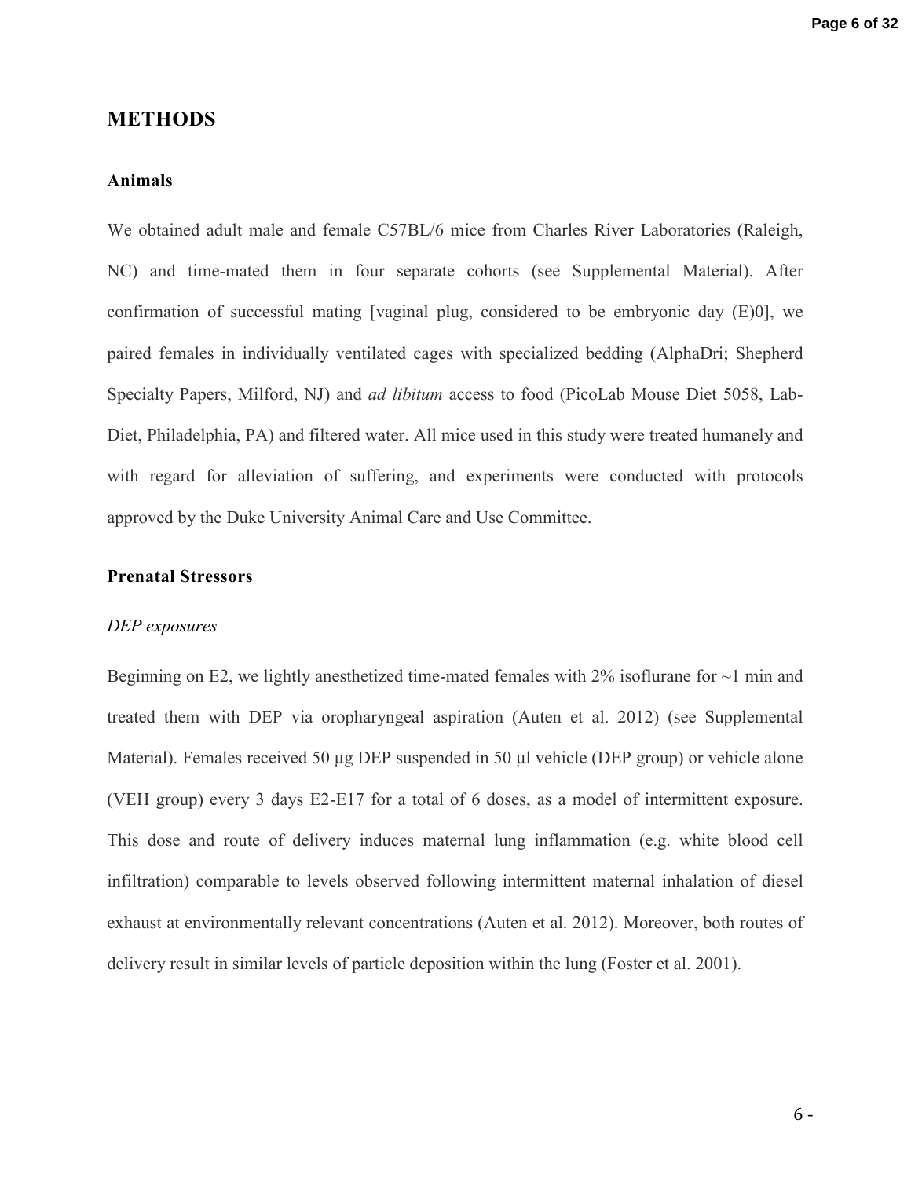# METHODS

## Animals

We obtained adult male and female C57BL/6 mice from Charles River Laboratories (Raleigh, NC) and time-mated them in four separate cohorts (see Supplemental Material). After confirmation of successful mating [vaginal plug, considered to be embryonic day (E)0], we paired females in individually ventilated cages with specialized bedding (AlphaDri; Shepherd Specialty Papers, Milford, NJ) and *ad libitum* access to food (PicoLab Mouse Diet 5058, Lab-Diet, Philadelphia, PA) and filtered water. All mice used in this study were treated humanely and with regard for alleviation of suffering, and experiments were conducted with protocols approved by the Duke University Animal Care and Use Committee.

## Prenatal Stressors

### *DEP exposures*

Beginning on E2, we lightly anesthetized time-mated females with 2% isoflurane for ~1 min and treated them with DEP via oropharyngeal aspiration (Auten et al. 2012) (see Supplemental Material). Females received 50 μg DEP suspended in 50 μl vehicle (DEP group) or vehicle alone (VEH group) every 3 days E2-E17 for a total of 6 doses, as a model of intermittent exposure. This dose and route of delivery induces maternal lung inflammation (e.g. white blood cell infiltration) comparable to levels observed following intermittent maternal inhalation of diesel exhaust at environmentally relevant concentrations (Auten et al. 2012). Moreover, both routes of delivery result in similar levels of particle deposition within the lung (Foster et al. 2001).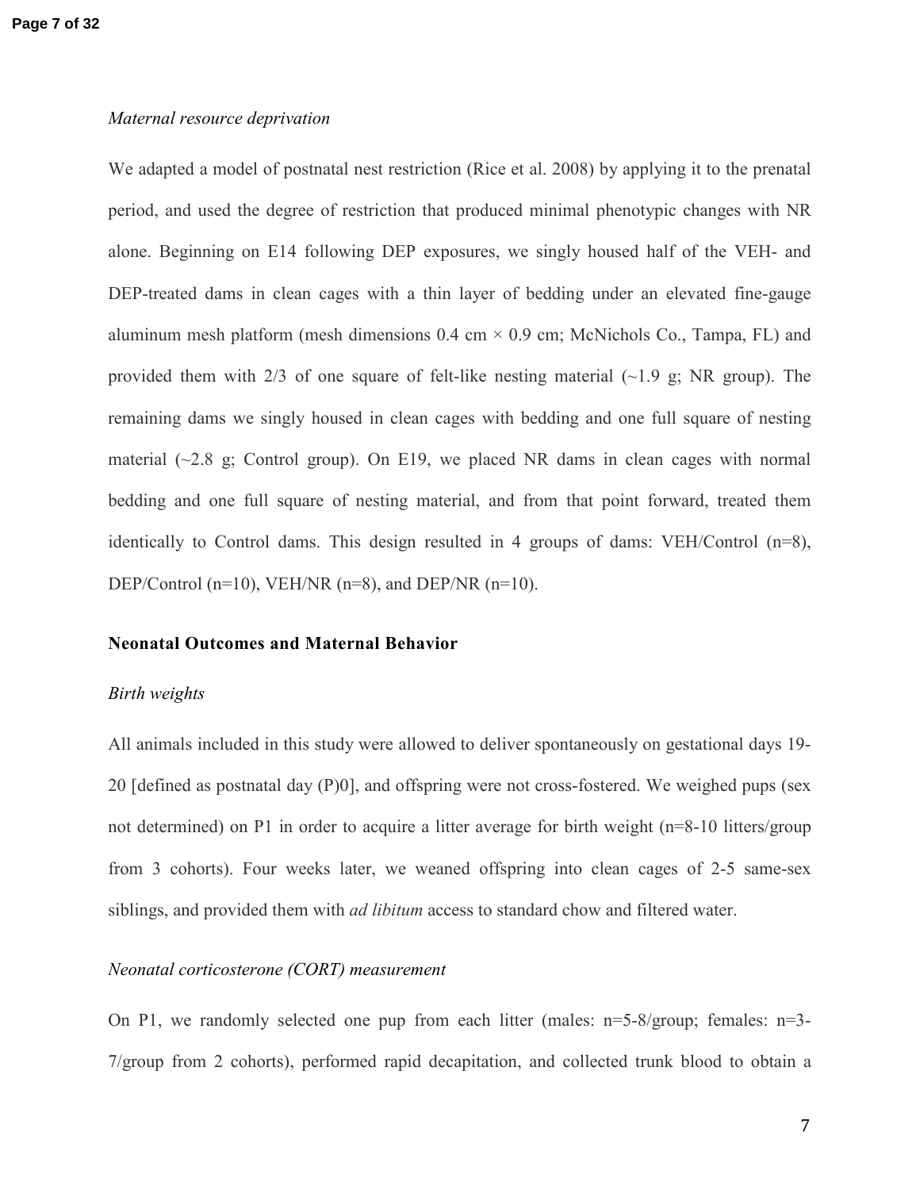*Maternal resource deprivation*

We adapted a model of postnatal nest restriction (Rice et al. 2008) by applying it to the prenatal period, and used the degree of restriction that produced minimal phenotypic changes with NR alone. Beginning on E14 following DEP exposures, we singly housed half of the VEH- and DEP-treated dams in clean cages with a thin layer of bedding under an elevated fine-gauge aluminum mesh platform (mesh dimensions 0.4 cm × 0.9 cm; McNichols Co., Tampa, FL) and provided them with 2/3 of one square of felt-like nesting material (~1.9 g; NR group). The remaining dams we singly housed in clean cages with bedding and one full square of nesting material (~2.8 g; Control group). On E19, we placed NR dams in clean cages with normal bedding and one full square of nesting material, and from that point forward, treated them identically to Control dams. This design resulted in 4 groups of dams: VEH/Control (n=8), DEP/Control (n=10), VEH/NR (n=8), and DEP/NR (n=10).

## Neonatal Outcomes and Maternal Behavior

*Birth weights*

All animals included in this study were allowed to deliver spontaneously on gestational days 19-20 [defined as postnatal day (P)0], and offspring were not cross-fostered. We weighed pups (sex not determined) on P1 in order to acquire a litter average for birth weight (n=8-10 litters/group from 3 cohorts). Four weeks later, we weaned offspring into clean cages of 2-5 same-sex siblings, and provided them with *ad libitum* access to standard chow and filtered water.

*Neonatal corticosterone (CORT) measurement*

On P1, we randomly selected one pup from each litter (males: n=5-8/group; females: n=3-7/group from 2 cohorts), performed rapid decapitation, and collected trunk blood to obtain a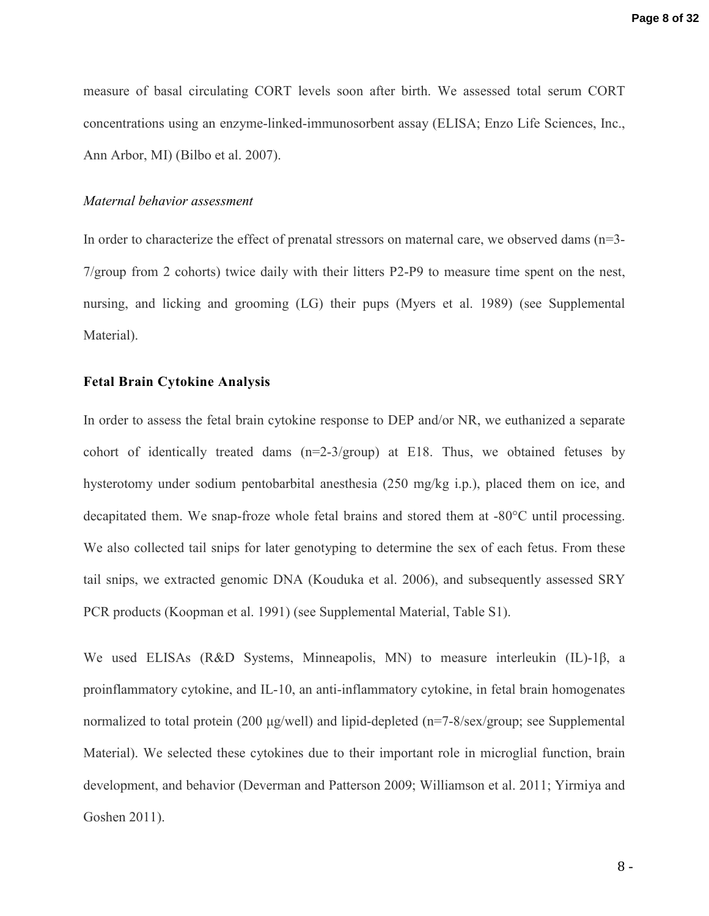measure of basal circulating CORT levels soon after birth. We assessed total serum CORT concentrations using an enzyme-linked-immunosorbent assay (ELISA; Enzo Life Sciences, Inc., Ann Arbor, MI) (Bilbo et al. 2007).

*Maternal behavior assessment*

In order to characterize the effect of prenatal stressors on maternal care, we observed dams (n=3-7/group from 2 cohorts) twice daily with their litters P2-P9 to measure time spent on the nest, nursing, and licking and grooming (LG) their pups (Myers et al. 1989) (see Supplemental Material).

**Fetal Brain Cytokine Analysis**

In order to assess the fetal brain cytokine response to DEP and/or NR, we euthanized a separate cohort of identically treated dams (n=2-3/group) at E18. Thus, we obtained fetuses by hysterotomy under sodium pentobarbital anesthesia (250 mg/kg i.p.), placed them on ice, and decapitated them. We snap-froze whole fetal brains and stored them at -80°C until processing. We also collected tail snips for later genotyping to determine the sex of each fetus. From these tail snips, we extracted genomic DNA (Kouduka et al. 2006), and subsequently assessed SRY PCR products (Koopman et al. 1991) (see Supplemental Material, Table S1).

We used ELISAs (R&D Systems, Minneapolis, MN) to measure interleukin (IL)-1β, a proinflammatory cytokine, and IL-10, an anti-inflammatory cytokine, in fetal brain homogenates normalized to total protein (200 μg/well) and lipid-depleted (n=7-8/sex/group; see Supplemental Material). We selected these cytokines due to their important role in microglial function, brain development, and behavior (Deverman and Patterson 2009; Williamson et al. 2011; Yirmiya and Goshen 2011).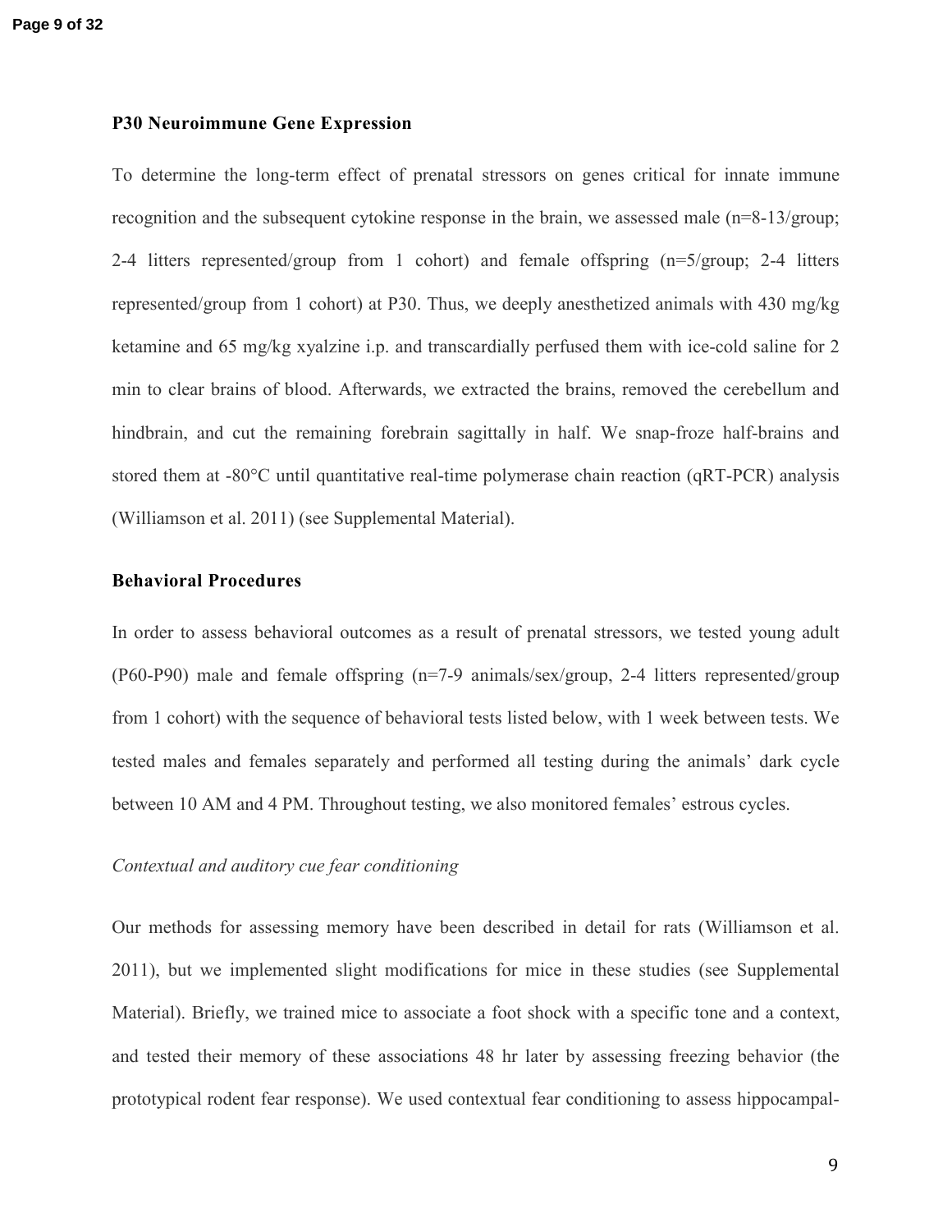## P30 Neuroimmune Gene Expression

To determine the long-term effect of prenatal stressors on genes critical for innate immune recognition and the subsequent cytokine response in the brain, we assessed male (n=8-13/group; 2-4 litters represented/group from 1 cohort) and female offspring (n=5/group; 2-4 litters represented/group from 1 cohort) at P30. Thus, we deeply anesthetized animals with 430 mg/kg ketamine and 65 mg/kg xyalzine i.p. and transcardially perfused them with ice-cold saline for 2 min to clear brains of blood. Afterwards, we extracted the brains, removed the cerebellum and hindbrain, and cut the remaining forebrain sagittally in half. We snap-froze half-brains and stored them at -80°C until quantitative real-time polymerase chain reaction (qRT-PCR) analysis (Williamson et al. 2011) (see Supplemental Material).

## Behavioral Procedures

In order to assess behavioral outcomes as a result of prenatal stressors, we tested young adult (P60-P90) male and female offspring (n=7-9 animals/sex/group, 2-4 litters represented/group from 1 cohort) with the sequence of behavioral tests listed below, with 1 week between tests. We tested males and females separately and performed all testing during the animals' dark cycle between 10 AM and 4 PM. Throughout testing, we also monitored females' estrous cycles.

### *Contextual and auditory cue fear conditioning*

Our methods for assessing memory have been described in detail for rats (Williamson et al. 2011), but we implemented slight modifications for mice in these studies (see Supplemental Material). Briefly, we trained mice to associate a foot shock with a specific tone and a context, and tested their memory of these associations 48 hr later by assessing freezing behavior (the prototypical rodent fear response). We used contextual fear conditioning to assess hippocampal-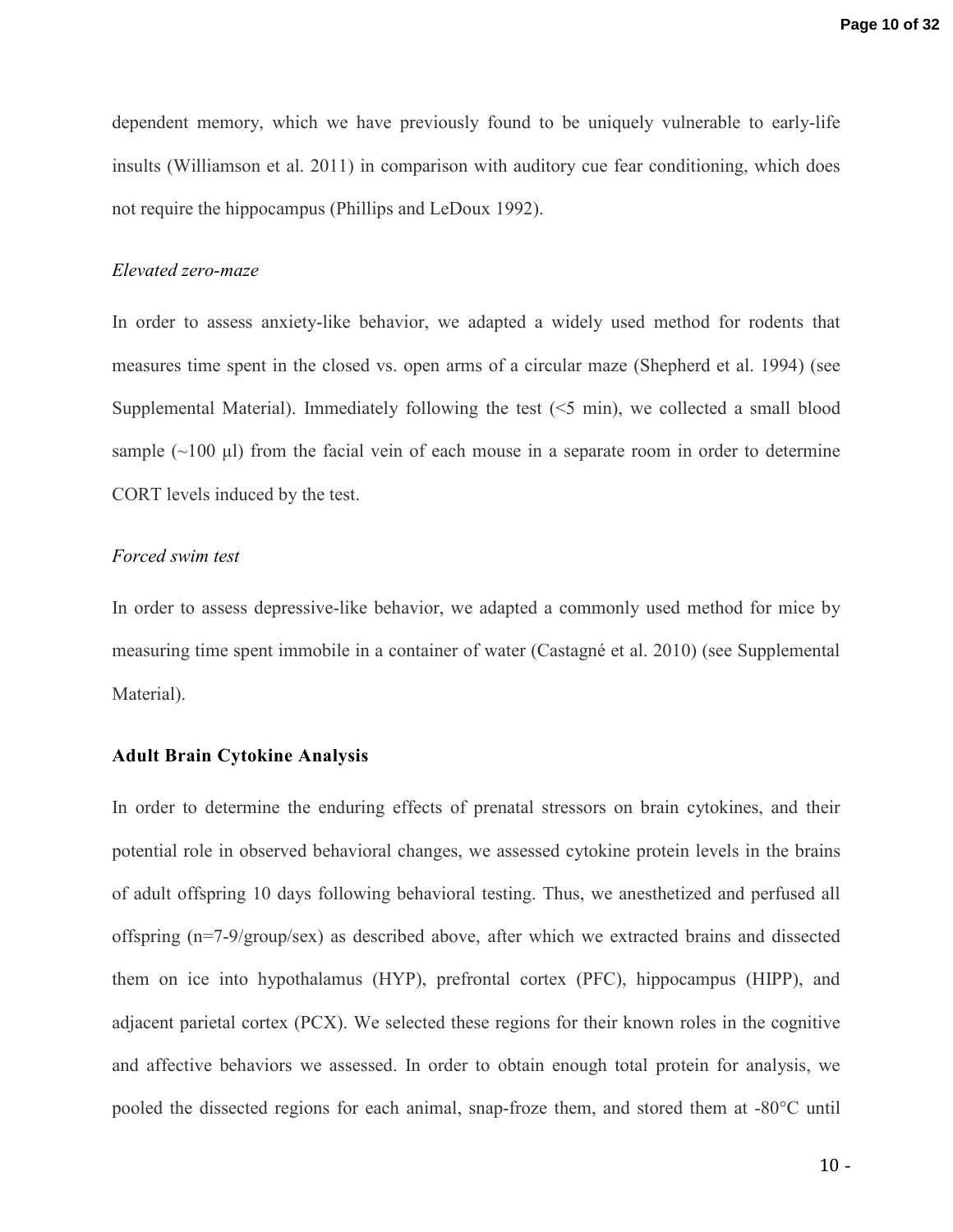dependent memory, which we have previously found to be uniquely vulnerable to early-life insults (Williamson et al. 2011) in comparison with auditory cue fear conditioning, which does not require the hippocampus (Phillips and LeDoux 1992).

*Elevated zero-maze*

In order to assess anxiety-like behavior, we adapted a widely used method for rodents that measures time spent in the closed vs. open arms of a circular maze (Shepherd et al. 1994) (see Supplemental Material). Immediately following the test (<5 min), we collected a small blood sample (~100 µl) from the facial vein of each mouse in a separate room in order to determine CORT levels induced by the test.

*Forced swim test*

In order to assess depressive-like behavior, we adapted a commonly used method for mice by measuring time spent immobile in a container of water (Castagné et al. 2010) (see Supplemental Material).

**Adult Brain Cytokine Analysis**

In order to determine the enduring effects of prenatal stressors on brain cytokines, and their potential role in observed behavioral changes, we assessed cytokine protein levels in the brains of adult offspring 10 days following behavioral testing. Thus, we anesthetized and perfused all offspring (n=7-9/group/sex) as described above, after which we extracted brains and dissected them on ice into hypothalamus (HYP), prefrontal cortex (PFC), hippocampus (HIPP), and adjacent parietal cortex (PCX). We selected these regions for their known roles in the cognitive and affective behaviors we assessed. In order to obtain enough total protein for analysis, we pooled the dissected regions for each animal, snap-froze them, and stored them at -80°C until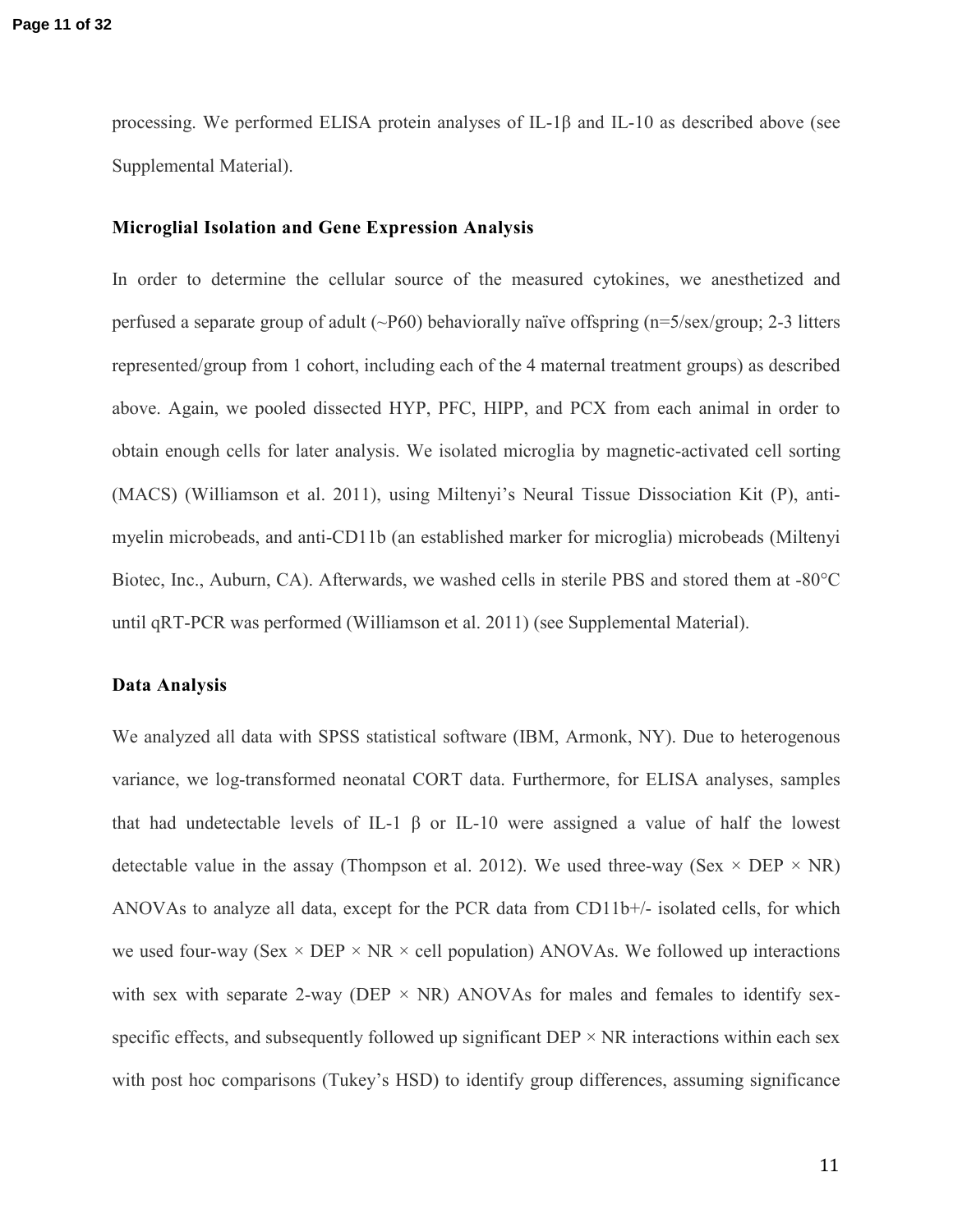processing. We performed ELISA protein analyses of IL-1β and IL-10 as described above (see Supplemental Material).

### Microglial Isolation and Gene Expression Analysis

In order to determine the cellular source of the measured cytokines, we anesthetized and perfused a separate group of adult (~P60) behaviorally naïve offspring (n=5/sex/group; 2-3 litters represented/group from 1 cohort, including each of the 4 maternal treatment groups) as described above. Again, we pooled dissected HYP, PFC, HIPP, and PCX from each animal in order to obtain enough cells for later analysis. We isolated microglia by magnetic-activated cell sorting (MACS) (Williamson et al. 2011), using Miltenyi's Neural Tissue Dissociation Kit (P), anti-myelin microbeads, and anti-CD11b (an established marker for microglia) microbeads (Miltenyi Biotec, Inc., Auburn, CA). Afterwards, we washed cells in sterile PBS and stored them at -80°C until qRT-PCR was performed (Williamson et al. 2011) (see Supplemental Material).

### Data Analysis

We analyzed all data with SPSS statistical software (IBM, Armonk, NY). Due to heterogenous variance, we log-transformed neonatal CORT data. Furthermore, for ELISA analyses, samples that had undetectable levels of IL-1 β or IL-10 were assigned a value of half the lowest detectable value in the assay (Thompson et al. 2012). We used three-way (Sex × DEP × NR) ANOVAs to analyze all data, except for the PCR data from CD11b+/- isolated cells, for which we used four-way (Sex × DEP × NR × cell population) ANOVAs. We followed up interactions with sex with separate 2-way (DEP × NR) ANOVAs for males and females to identify sex-specific effects, and subsequently followed up significant DEP × NR interactions within each sex with post hoc comparisons (Tukey's HSD) to identify group differences, assuming significance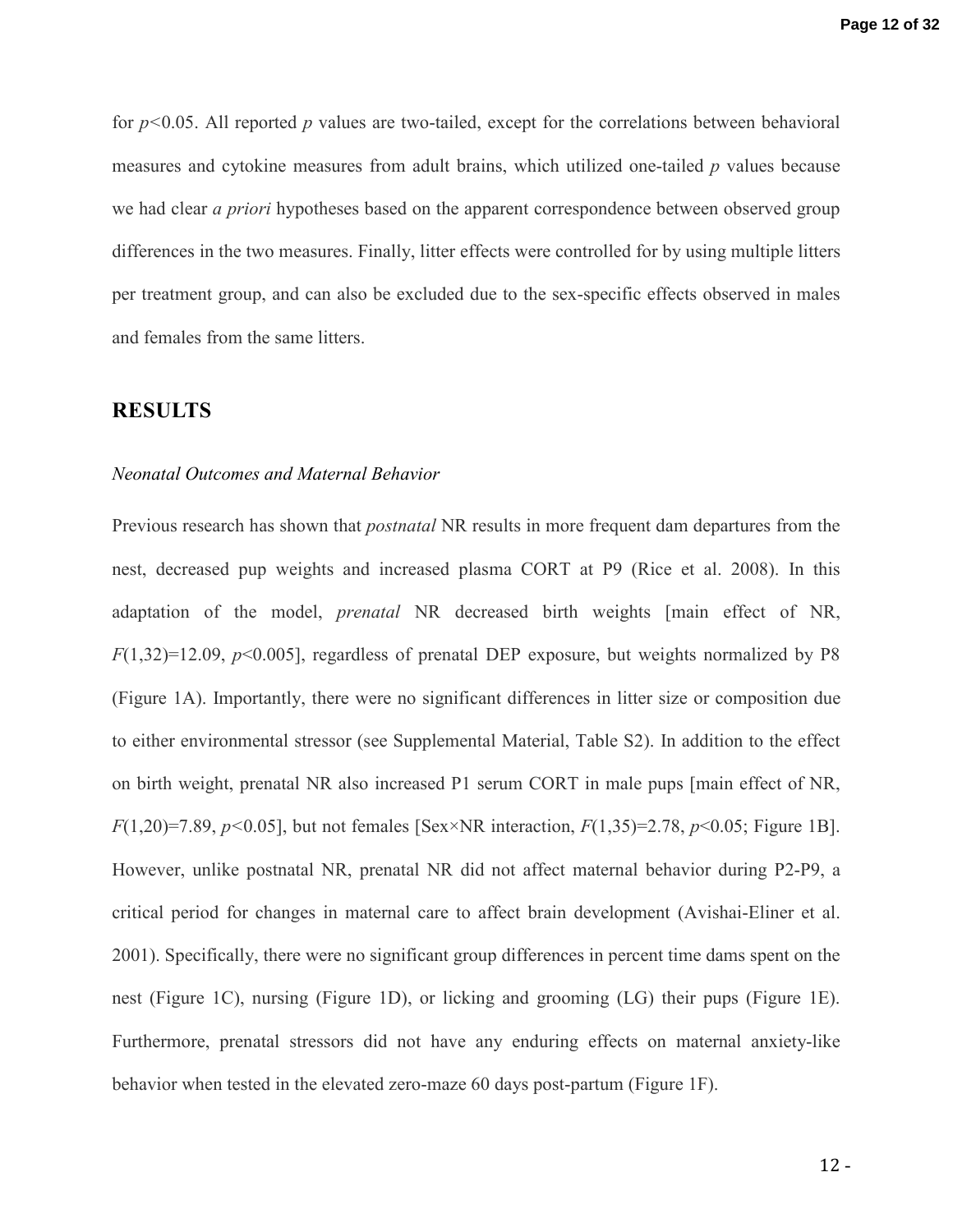for $p<0.05$. All reported $p$ values are two-tailed, except for the correlations between behavioral measures and cytokine measures from adult brains, which utilized one-tailed $p$ values because we had clear *a priori* hypotheses based on the apparent correspondence between observed group differences in the two measures. Finally, litter effects were controlled for by using multiple litters per treatment group, and can also be excluded due to the sex-specific effects observed in males and females from the same litters.

## RESULTS

### *Neonatal Outcomes and Maternal Behavior*

Previous research has shown that *postnatal* NR results in more frequent dam departures from the nest, decreased pup weights and increased plasma CORT at P9 (Rice et al. 2008). In this adaptation of the model, *prenatal* NR decreased birth weights [main effect of NR, $F(1,32)=12.09$, $p<0.005$], regardless of prenatal DEP exposure, but weights normalized by P8 (Figure 1A). Importantly, there were no significant differences in litter size or composition due to either environmental stressor (see Supplemental Material, Table S2). In addition to the effect on birth weight, prenatal NR also increased P1 serum CORT in male pups [main effect of NR, $F(1,20)=7.89$, $p<0.05$], but not females [Sex×NR interaction, $F(1,35)=2.78$, $p<0.05$; Figure 1B]. However, unlike postnatal NR, prenatal NR did not affect maternal behavior during P2-P9, a critical period for changes in maternal care to affect brain development (Avishai-Eliner et al. 2001). Specifically, there were no significant group differences in percent time dams spent on the nest (Figure 1C), nursing (Figure 1D), or licking and grooming (LG) their pups (Figure 1E). Furthermore, prenatal stressors did not have any enduring effects on maternal anxiety-like behavior when tested in the elevated zero-maze 60 days post-partum (Figure 1F).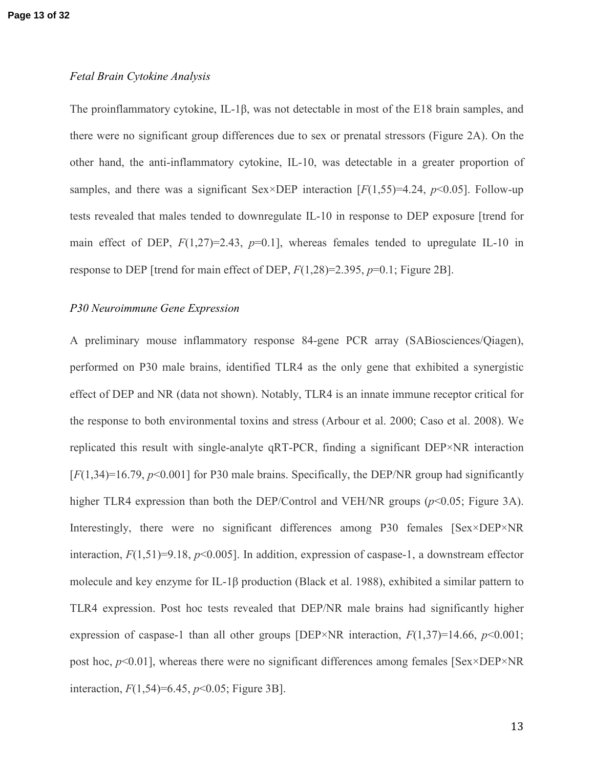### *Fetal Brain Cytokine Analysis*

The proinflammatory cytokine, IL-1β, was not detectable in most of the E18 brain samples, and there were no significant group differences due to sex or prenatal stressors (Figure 2A). On the other hand, the anti-inflammatory cytokine, IL-10, was detectable in a greater proportion of samples, and there was a significant Sex×DEP interaction [$F(1,55)=4.24$, $p<0.05$]. Follow-up tests revealed that males tended to downregulate IL-10 in response to DEP exposure [trend for main effect of DEP, $F(1,27)=2.43$, $p=0.1$], whereas females tended to upregulate IL-10 in response to DEP [trend for main effect of DEP, $F(1,28)=2.395$, $p=0.1$; Figure 2B].

### *P30 Neuroimmune Gene Expression*

A preliminary mouse inflammatory response 84-gene PCR array (SABiosciences/Qiagen), performed on P30 male brains, identified TLR4 as the only gene that exhibited a synergistic effect of DEP and NR (data not shown). Notably, TLR4 is an innate immune receptor critical for the response to both environmental toxins and stress (Arbour et al. 2000; Caso et al. 2008). We replicated this result with single-analyte qRT-PCR, finding a significant DEP×NR interaction [$F(1,34)=16.79$, $p<0.001$] for P30 male brains. Specifically, the DEP/NR group had significantly higher TLR4 expression than both the DEP/Control and VEH/NR groups ($p<0.05$; Figure 3A). Interestingly, there were no significant differences among P30 females [Sex×DEP×NR interaction, $F(1,51)=9.18$, $p<0.005$]. In addition, expression of caspase-1, a downstream effector molecule and key enzyme for IL-1β production (Black et al. 1988), exhibited a similar pattern to TLR4 expression. Post hoc tests revealed that DEP/NR male brains had significantly higher expression of caspase-1 than all other groups [DEP×NR interaction, $F(1,37)=14.66$, $p<0.001$; post hoc, $p<0.01$], whereas there were no significant differences among females [Sex×DEP×NR interaction, $F(1,54)=6.45$, $p<0.05$; Figure 3B].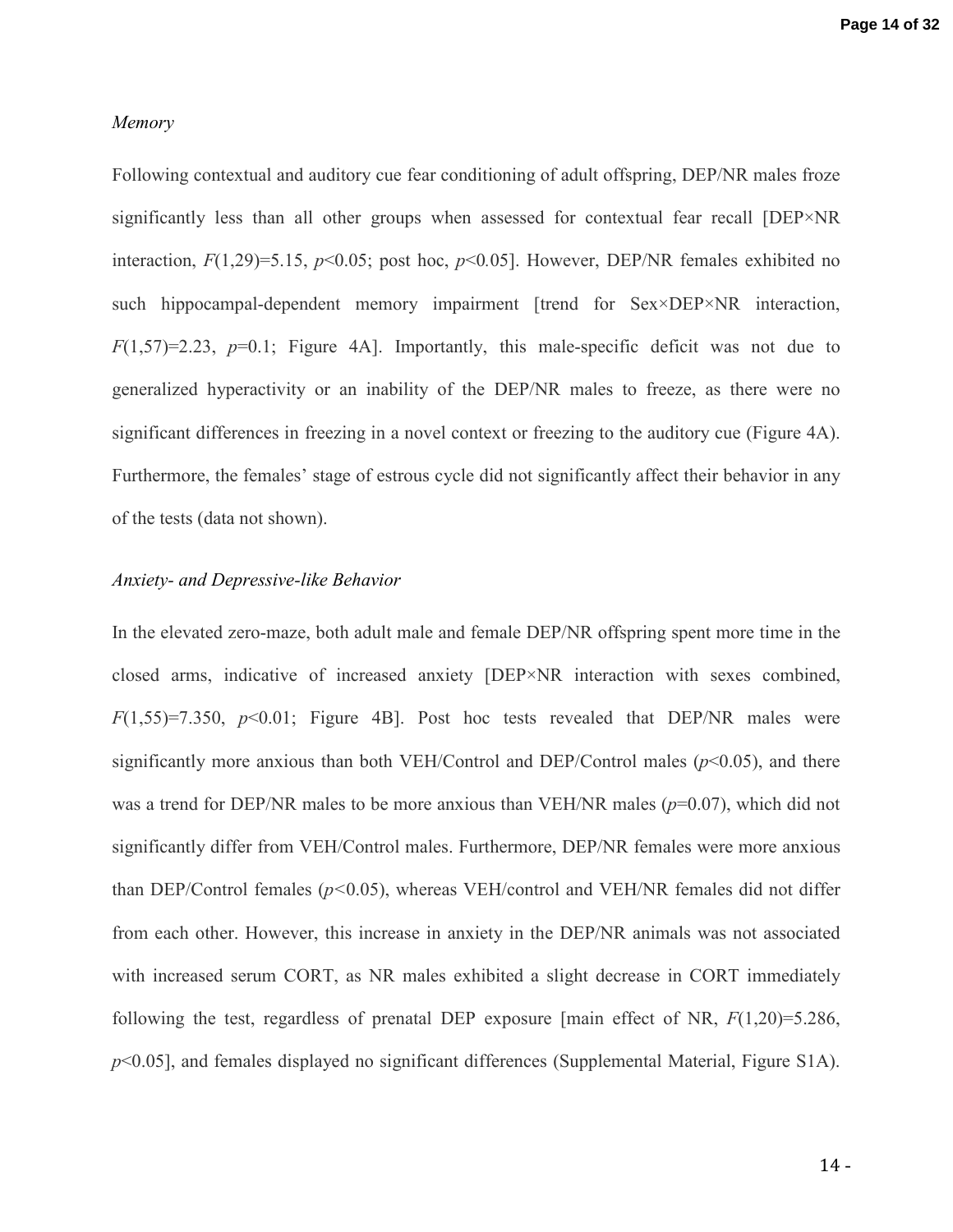*Memory*

Following contextual and auditory cue fear conditioning of adult offspring, DEP/NR males froze significantly less than all other groups when assessed for contextual fear recall [DEP×NR interaction, $F(1,29)=5.15$, $p<0.05$; post hoc, $p<0.05$]. However, DEP/NR females exhibited no such hippocampal-dependent memory impairment [trend for Sex×DEP×NR interaction, $F(1,57)=2.23$, $p=0.1$; Figure 4A]. Importantly, this male-specific deficit was not due to generalized hyperactivity or an inability of the DEP/NR males to freeze, as there were no significant differences in freezing in a novel context or freezing to the auditory cue (Figure 4A). Furthermore, the females' stage of estrous cycle did not significantly affect their behavior in any of the tests (data not shown).

*Anxiety- and Depressive-like Behavior*

In the elevated zero-maze, both adult male and female DEP/NR offspring spent more time in the closed arms, indicative of increased anxiety [DEP×NR interaction with sexes combined, $F(1,55)=7.350$, $p<0.01$; Figure 4B]. Post hoc tests revealed that DEP/NR males were significantly more anxious than both VEH/Control and DEP/Control males ($p<0.05$), and there was a trend for DEP/NR males to be more anxious than VEH/NR males ($p=0.07$), which did not significantly differ from VEH/Control males. Furthermore, DEP/NR females were more anxious than DEP/Control females ($p<0.05$), whereas VEH/control and VEH/NR females did not differ from each other. However, this increase in anxiety in the DEP/NR animals was not associated with increased serum CORT, as NR males exhibited a slight decrease in CORT immediately following the test, regardless of prenatal DEP exposure [main effect of NR, $F(1,20)=5.286$, $p<0.05$], and females displayed no significant differences (Supplemental Material, Figure S1A).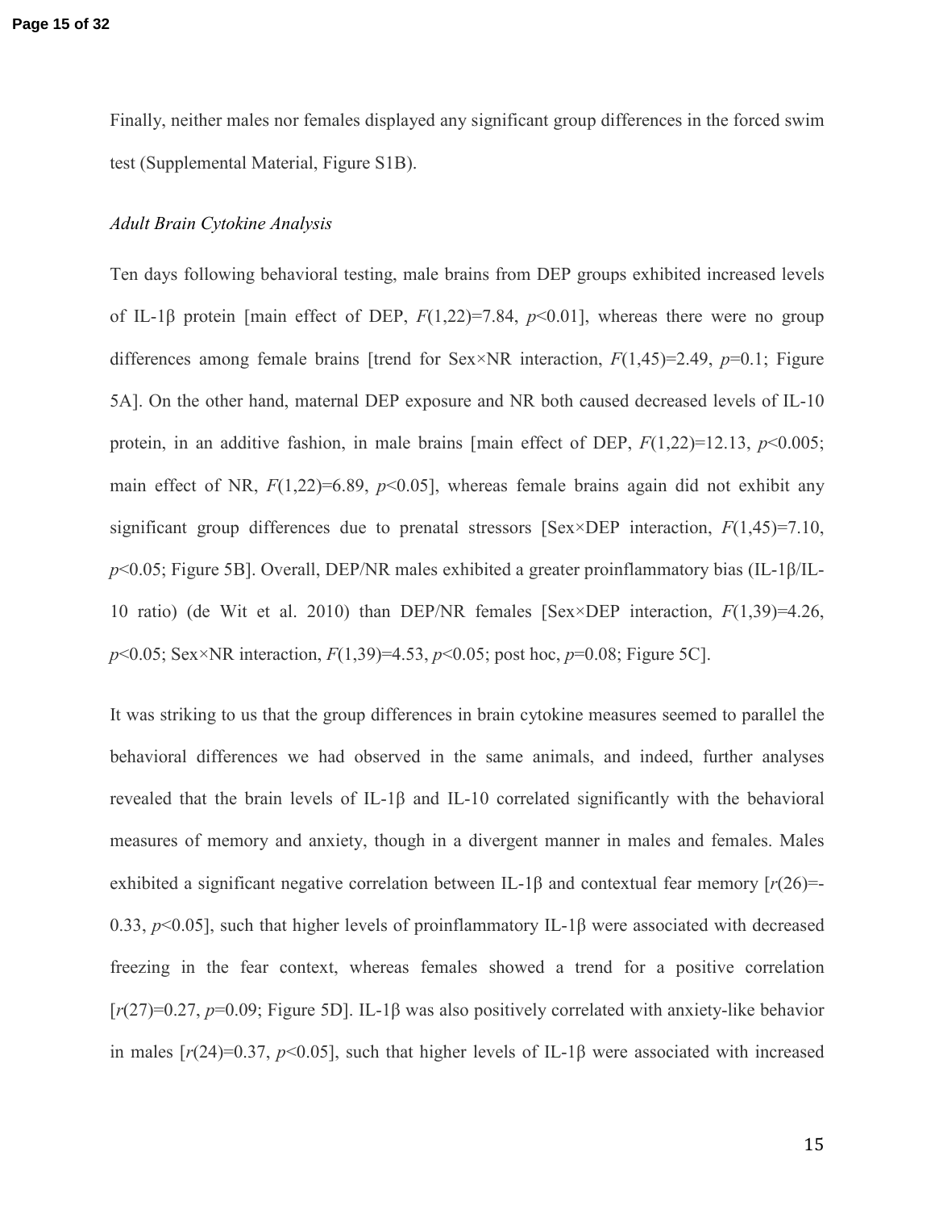Finally, neither males nor females displayed any significant group differences in the forced swim test (Supplemental Material, Figure S1B).

*Adult Brain Cytokine Analysis*

Ten days following behavioral testing, male brains from DEP groups exhibited increased levels of IL-1β protein [main effect of DEP, $F(1,22)=7.84$, $p<0.01$], whereas there were no group differences among female brains [trend for Sex×NR interaction, $F(1,45)=2.49$, $p=0.1$; Figure 5A]. On the other hand, maternal DEP exposure and NR both caused decreased levels of IL-10 protein, in an additive fashion, in male brains [main effect of DEP, $F(1,22)=12.13$, $p<0.005$; main effect of NR, $F(1,22)=6.89$, $p<0.05$], whereas female brains again did not exhibit any significant group differences due to prenatal stressors [Sex×DEP interaction, $F(1,45)=7.10$, $p<0.05$; Figure 5B]. Overall, DEP/NR males exhibited a greater proinflammatory bias (IL-1β/IL-10 ratio) (de Wit et al. 2010) than DEP/NR females [Sex×DEP interaction, $F(1,39)=4.26$, $p<0.05$; Sex×NR interaction, $F(1,39)=4.53$, $p<0.05$; post hoc, $p=0.08$; Figure 5C].

It was striking to us that the group differences in brain cytokine measures seemed to parallel the behavioral differences we had observed in the same animals, and indeed, further analyses revealed that the brain levels of IL-1β and IL-10 correlated significantly with the behavioral measures of memory and anxiety, though in a divergent manner in males and females. Males exhibited a significant negative correlation between IL-1β and contextual fear memory [$r(26)=-0.33$, $p<0.05$], such that higher levels of proinflammatory IL-1β were associated with decreased freezing in the fear context, whereas females showed a trend for a positive correlation [$r(27)=0.27$, $p=0.09$; Figure 5D]. IL-1β was also positively correlated with anxiety-like behavior in males [$r(24)=0.37$, $p<0.05$], such that higher levels of IL-1β were associated with increased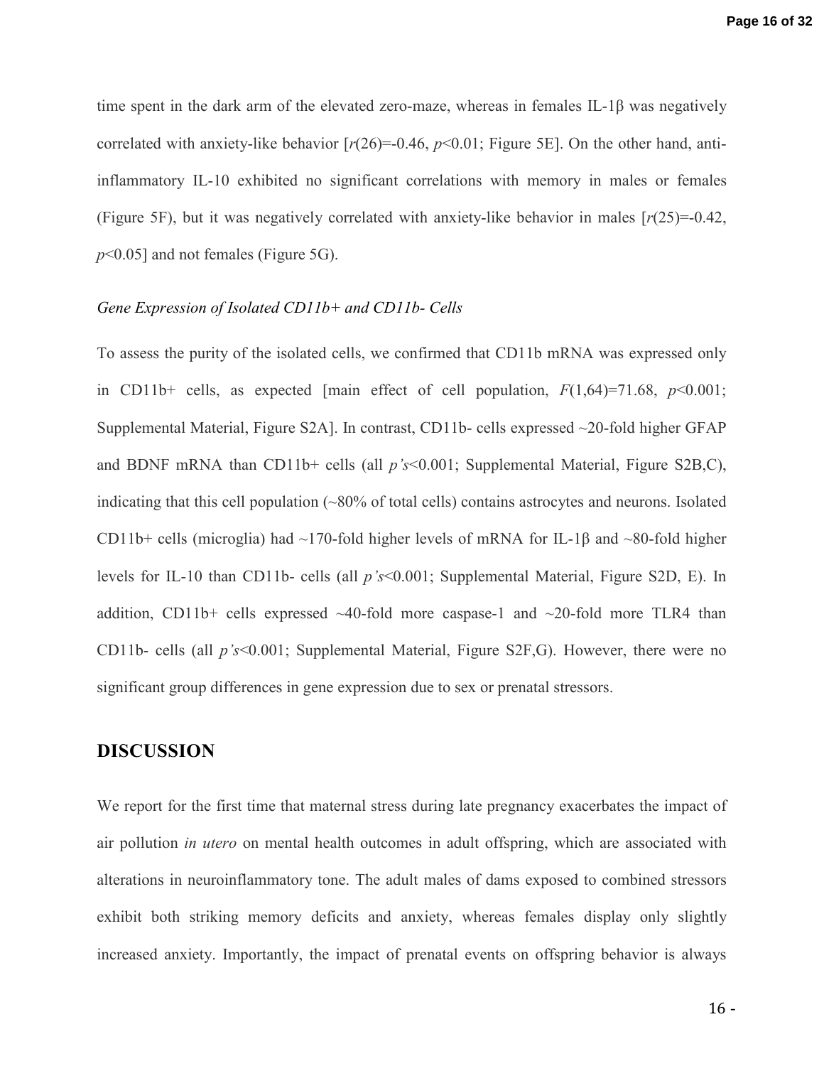time spent in the dark arm of the elevated zero-maze, whereas in females IL-1β was negatively correlated with anxiety-like behavior [$r(26)=-0.46$, $p<0.01$; Figure 5E]. On the other hand, anti-inflammatory IL-10 exhibited no significant correlations with memory in males or females (Figure 5F), but it was negatively correlated with anxiety-like behavior in males [$r(25)=-0.42$, $p<0.05$] and not females (Figure 5G).

### *Gene Expression of Isolated CD11b+ and CD11b- Cells*

To assess the purity of the isolated cells, we confirmed that CD11b mRNA was expressed only in CD11b+ cells, as expected [main effect of cell population, $F(1,64)=71.68$, $p<0.001$; Supplemental Material, Figure S2A]. In contrast, CD11b- cells expressed ~20-fold higher GFAP and BDNF mRNA than CD11b+ cells (all *p's*<0.001; Supplemental Material, Figure S2B,C), indicating that this cell population (~80% of total cells) contains astrocytes and neurons. Isolated CD11b+ cells (microglia) had ~170-fold higher levels of mRNA for IL-1β and ~80-fold higher levels for IL-10 than CD11b- cells (all *p's*<0.001; Supplemental Material, Figure S2D, E). In addition, CD11b+ cells expressed ~40-fold more caspase-1 and ~20-fold more TLR4 than CD11b- cells (all *p's*<0.001; Supplemental Material, Figure S2F,G). However, there were no significant group differences in gene expression due to sex or prenatal stressors.

## DISCUSSION

We report for the first time that maternal stress during late pregnancy exacerbates the impact of air pollution *in utero* on mental health outcomes in adult offspring, which are associated with alterations in neuroinflammatory tone. The adult males of dams exposed to combined stressors exhibit both striking memory deficits and anxiety, whereas females display only slightly increased anxiety. Importantly, the impact of prenatal events on offspring behavior is always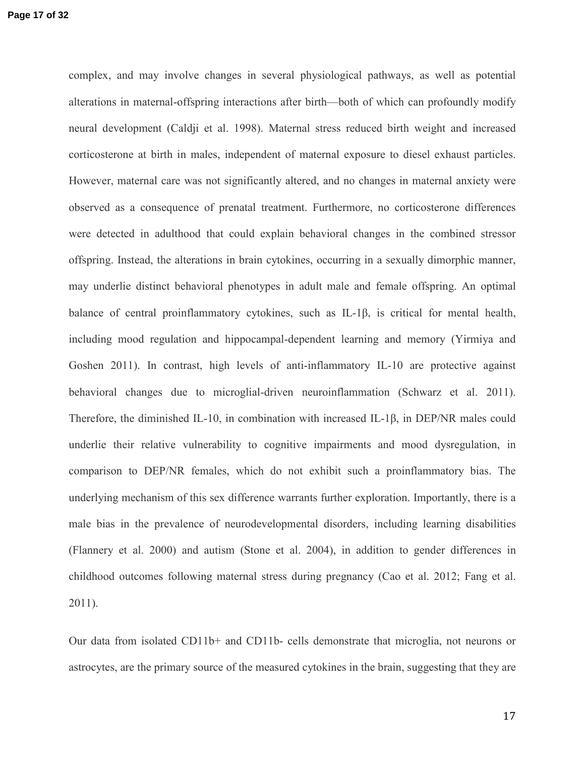complex, and may involve changes in several physiological pathways, as well as potential alterations in maternal-offspring interactions after birth—both of which can profoundly modify neural development (Caldji et al. 1998). Maternal stress reduced birth weight and increased corticosterone at birth in males, independent of maternal exposure to diesel exhaust particles. However, maternal care was not significantly altered, and no changes in maternal anxiety were observed as a consequence of prenatal treatment. Furthermore, no corticosterone differences were detected in adulthood that could explain behavioral changes in the combined stressor offspring. Instead, the alterations in brain cytokines, occurring in a sexually dimorphic manner, may underlie distinct behavioral phenotypes in adult male and female offspring. An optimal balance of central proinflammatory cytokines, such as IL-1β, is critical for mental health, including mood regulation and hippocampal-dependent learning and memory (Yirmiya and Goshen 2011). In contrast, high levels of anti-inflammatory IL-10 are protective against behavioral changes due to microglial-driven neuroinflammation (Schwarz et al. 2011). Therefore, the diminished IL-10, in combination with increased IL-1β, in DEP/NR males could underlie their relative vulnerability to cognitive impairments and mood dysregulation, in comparison to DEP/NR females, which do not exhibit such a proinflammatory bias. The underlying mechanism of this sex difference warrants further exploration. Importantly, there is a male bias in the prevalence of neurodevelopmental disorders, including learning disabilities (Flannery et al. 2000) and autism (Stone et al. 2004), in addition to gender differences in childhood outcomes following maternal stress during pregnancy (Cao et al. 2012; Fang et al. 2011).

Our data from isolated CD11b+ and CD11b- cells demonstrate that microglia, not neurons or astrocytes, are the primary source of the measured cytokines in the brain, suggesting that they are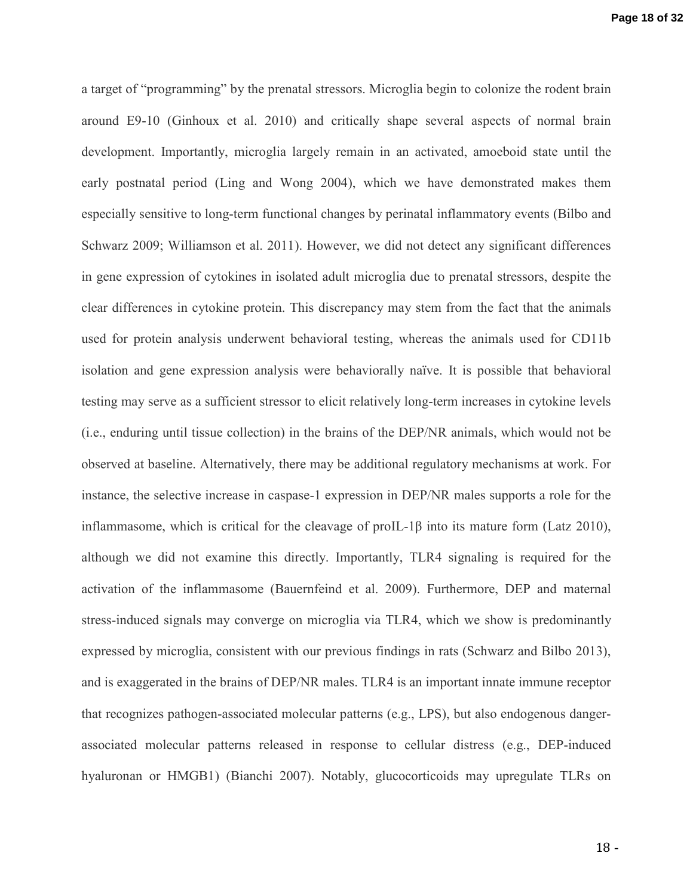a target of "programming" by the prenatal stressors. Microglia begin to colonize the rodent brain around E9-10 (Ginhoux et al. 2010) and critically shape several aspects of normal brain development. Importantly, microglia largely remain in an activated, amoeboid state until the early postnatal period (Ling and Wong 2004), which we have demonstrated makes them especially sensitive to long-term functional changes by perinatal inflammatory events (Bilbo and Schwarz 2009; Williamson et al. 2011). However, we did not detect any significant differences in gene expression of cytokines in isolated adult microglia due to prenatal stressors, despite the clear differences in cytokine protein. This discrepancy may stem from the fact that the animals used for protein analysis underwent behavioral testing, whereas the animals used for CD11b isolation and gene expression analysis were behaviorally naïve. It is possible that behavioral testing may serve as a sufficient stressor to elicit relatively long-term increases in cytokine levels (i.e., enduring until tissue collection) in the brains of the DEP/NR animals, which would not be observed at baseline. Alternatively, there may be additional regulatory mechanisms at work. For instance, the selective increase in caspase-1 expression in DEP/NR males supports a role for the inflammasome, which is critical for the cleavage of proIL-1β into its mature form (Latz 2010), although we did not examine this directly. Importantly, TLR4 signaling is required for the activation of the inflammasome (Bauernfeind et al. 2009). Furthermore, DEP and maternal stress-induced signals may converge on microglia via TLR4, which we show is predominantly expressed by microglia, consistent with our previous findings in rats (Schwarz and Bilbo 2013), and is exaggerated in the brains of DEP/NR males. TLR4 is an important innate immune receptor that recognizes pathogen-associated molecular patterns (e.g., LPS), but also endogenous danger-associated molecular patterns released in response to cellular distress (e.g., DEP-induced hyaluronan or HMGB1) (Bianchi 2007). Notably, glucocorticoids may upregulate TLRs on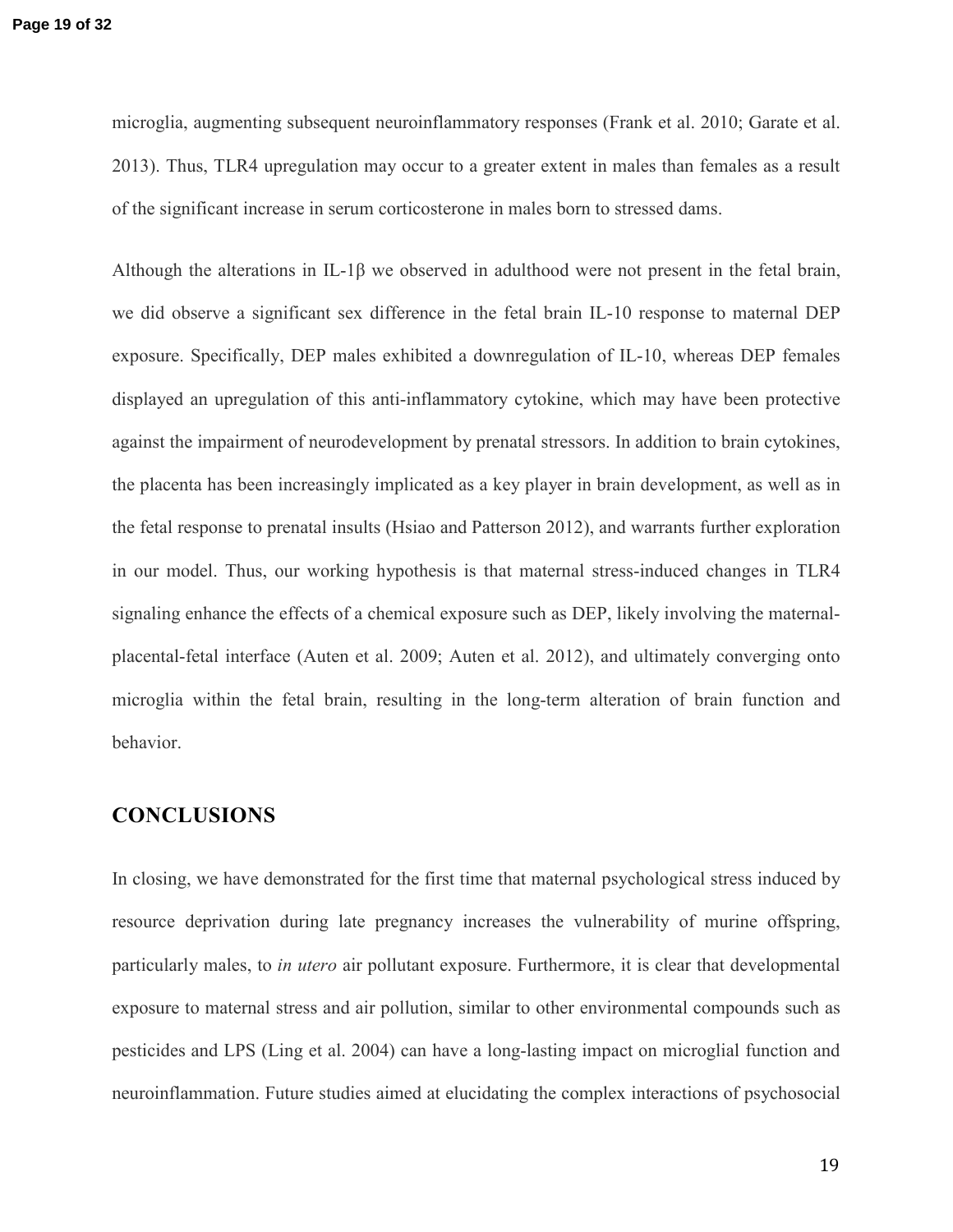microglia, augmenting subsequent neuroinflammatory responses (Frank et al. 2010; Garate et al. 2013). Thus, TLR4 upregulation may occur to a greater extent in males than females as a result of the significant increase in serum corticosterone in males born to stressed dams.

Although the alterations in IL-1β we observed in adulthood were not present in the fetal brain, we did observe a significant sex difference in the fetal brain IL-10 response to maternal DEP exposure. Specifically, DEP males exhibited a downregulation of IL-10, whereas DEP females displayed an upregulation of this anti-inflammatory cytokine, which may have been protective against the impairment of neurodevelopment by prenatal stressors. In addition to brain cytokines, the placenta has been increasingly implicated as a key player in brain development, as well as in the fetal response to prenatal insults (Hsiao and Patterson 2012), and warrants further exploration in our model. Thus, our working hypothesis is that maternal stress-induced changes in TLR4 signaling enhance the effects of a chemical exposure such as DEP, likely involving the maternal-placental-fetal interface (Auten et al. 2009; Auten et al. 2012), and ultimately converging onto microglia within the fetal brain, resulting in the long-term alteration of brain function and behavior.

## CONCLUSIONS

In closing, we have demonstrated for the first time that maternal psychological stress induced by resource deprivation during late pregnancy increases the vulnerability of murine offspring, particularly males, to *in utero* air pollutant exposure. Furthermore, it is clear that developmental exposure to maternal stress and air pollution, similar to other environmental compounds such as pesticides and LPS (Ling et al. 2004) can have a long-lasting impact on microglial function and neuroinflammation. Future studies aimed at elucidating the complex interactions of psychosocial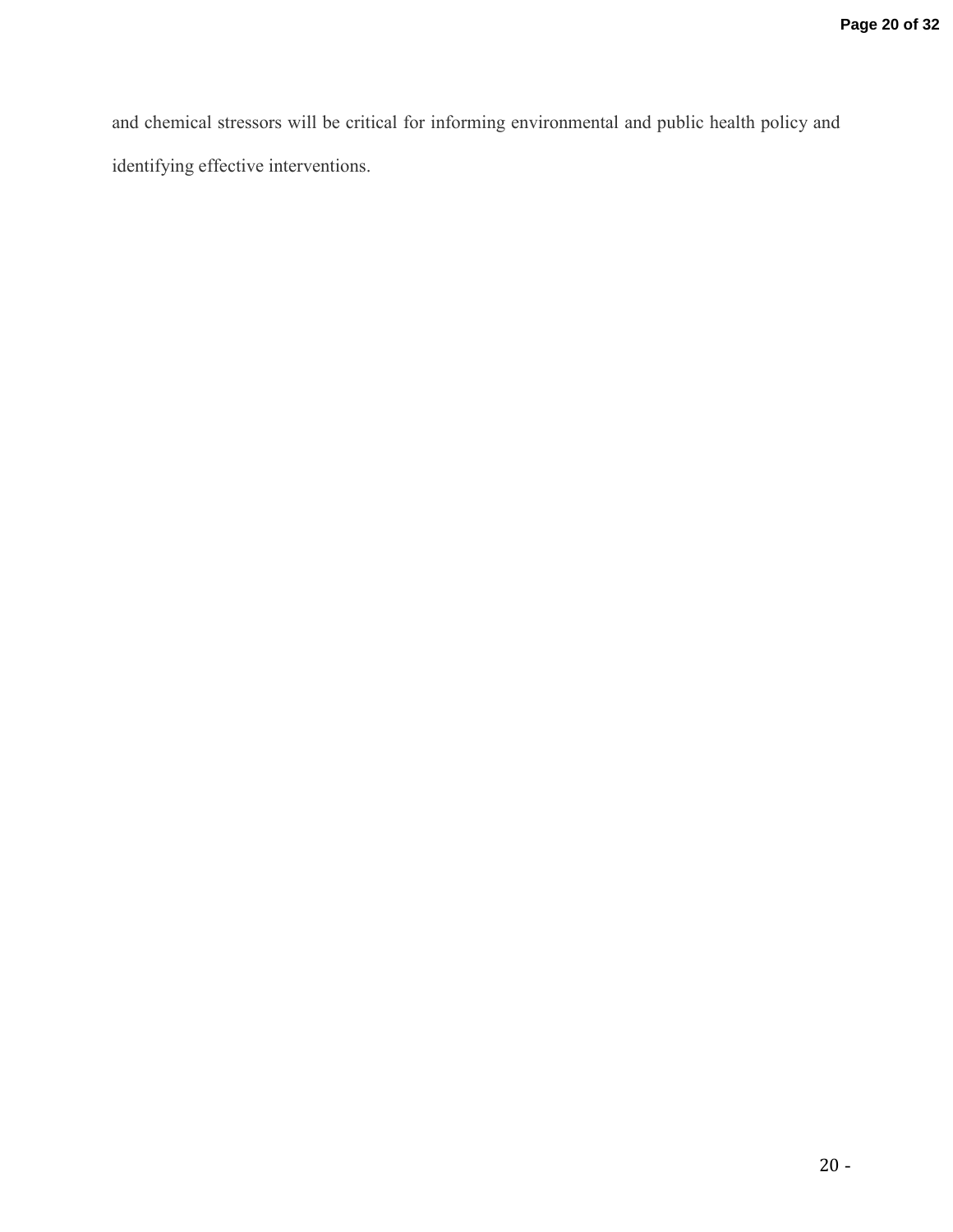and chemical stressors will be critical for informing environmental and public health policy and identifying effective interventions.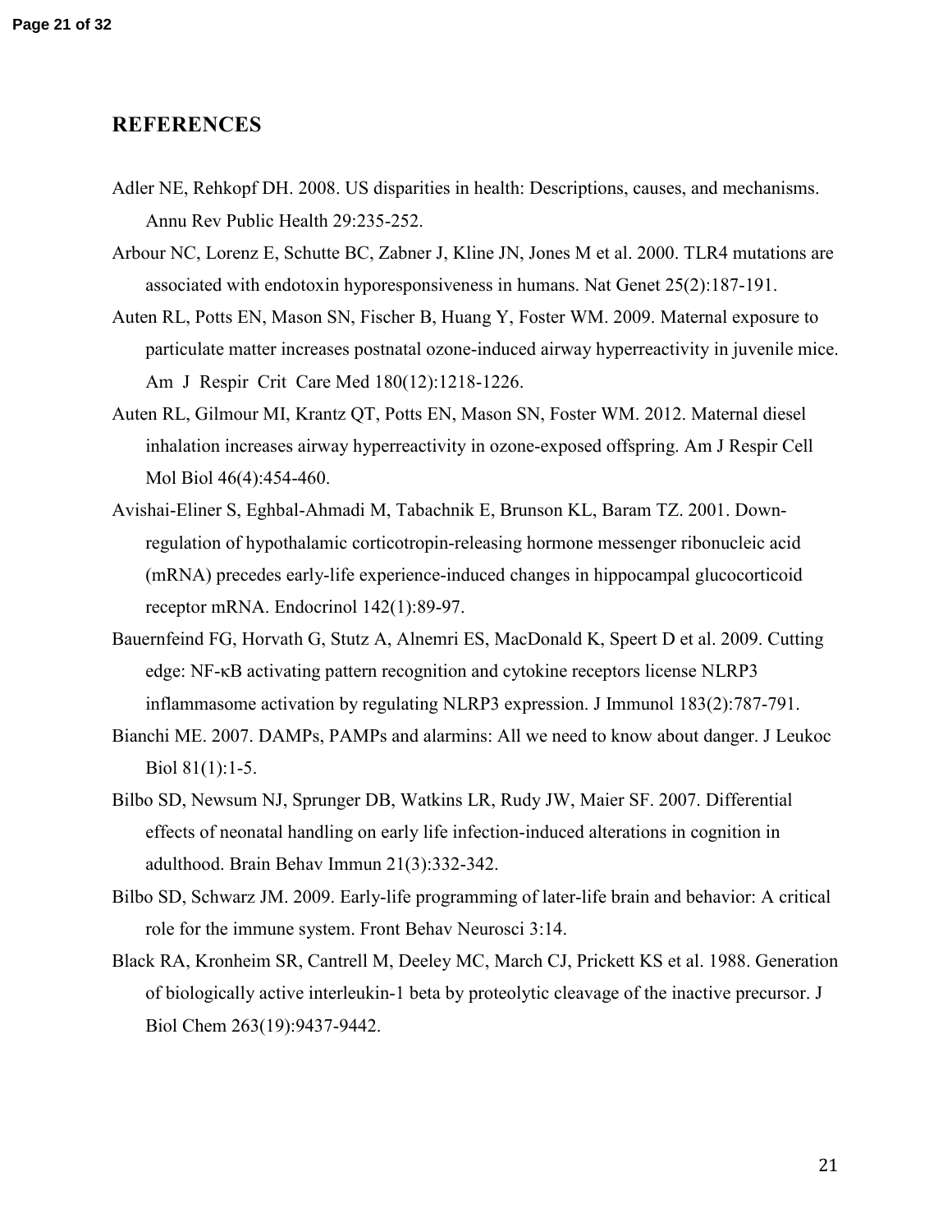## REFERENCES

Adler NE, Rehkopf DH. 2008. US disparities in health: Descriptions, causes, and mechanisms. Annu Rev Public Health 29:235-252.

Arbour NC, Lorenz E, Schutte BC, Zabner J, Kline JN, Jones M et al. 2000. TLR4 mutations are associated with endotoxin hyporesponsiveness in humans. Nat Genet 25(2):187-191.

Auten RL, Potts EN, Mason SN, Fischer B, Huang Y, Foster WM. 2009. Maternal exposure to particulate matter increases postnatal ozone-induced airway hyperreactivity in juvenile mice. Am J Respir Crit Care Med 180(12):1218-1226.

Auten RL, Gilmour MI, Krantz QT, Potts EN, Mason SN, Foster WM. 2012. Maternal diesel inhalation increases airway hyperreactivity in ozone-exposed offspring. Am J Respir Cell Mol Biol 46(4):454-460.

Avishai-Eliner S, Eghbal-Ahmadi M, Tabachnik E, Brunson KL, Baram TZ. 2001. Down-regulation of hypothalamic corticotropin-releasing hormone messenger ribonucleic acid (mRNA) precedes early-life experience-induced changes in hippocampal glucocorticoid receptor mRNA. Endocrinol 142(1):89-97.

Bauernfeind FG, Horvath G, Stutz A, Alnemri ES, MacDonald K, Speert D et al. 2009. Cutting edge: NF-κB activating pattern recognition and cytokine receptors license NLRP3 inflammasome activation by regulating NLRP3 expression. J Immunol 183(2):787-791.

Bianchi ME. 2007. DAMPs, PAMPs and alarmins: All we need to know about danger. J Leukoc Biol 81(1):1-5.

Bilbo SD, Newsum NJ, Sprunger DB, Watkins LR, Rudy JW, Maier SF. 2007. Differential effects of neonatal handling on early life infection-induced alterations in cognition in adulthood. Brain Behav Immun 21(3):332-342.

Bilbo SD, Schwarz JM. 2009. Early-life programming of later-life brain and behavior: A critical role for the immune system. Front Behav Neurosci 3:14.

Black RA, Kronheim SR, Cantrell M, Deeley MC, March CJ, Prickett KS et al. 1988. Generation of biologically active interleukin-1 beta by proteolytic cleavage of the inactive precursor. J Biol Chem 263(19):9437-9442.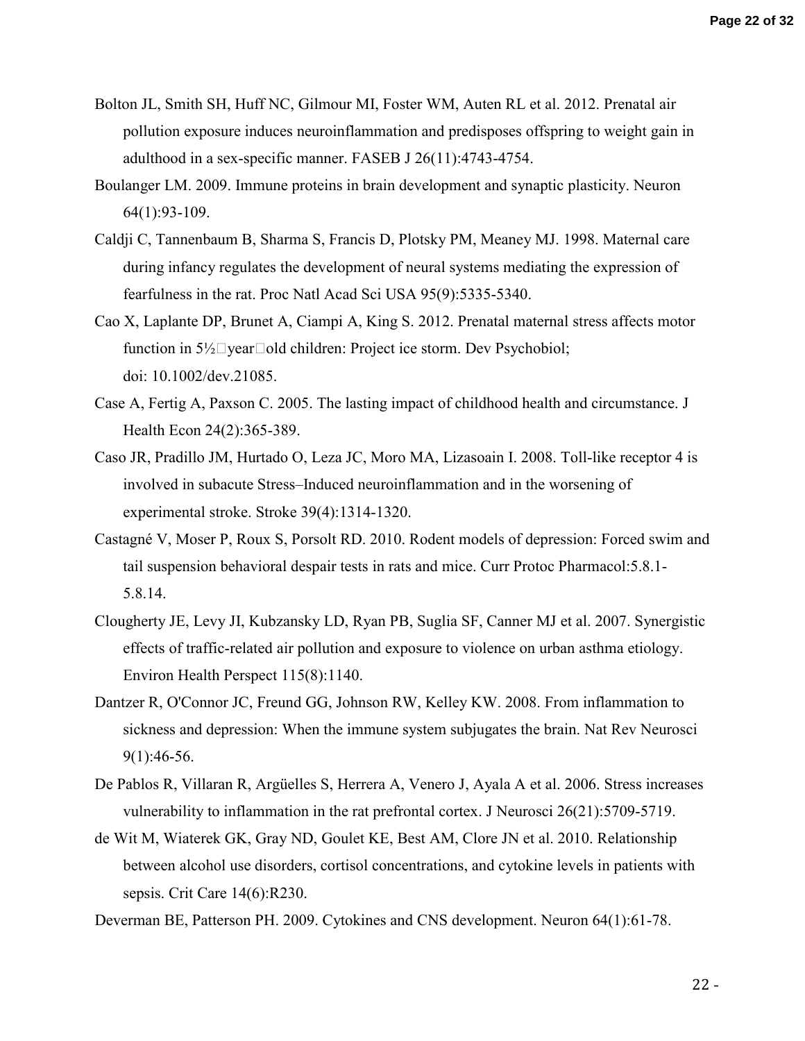Bolton JL, Smith SH, Huff NC, Gilmour MI, Foster WM, Auten RL et al. 2012. Prenatal air pollution exposure induces neuroinflammation and predisposes offspring to weight gain in adulthood in a sex-specific manner. FASEB J 26(11):4743-4754.

Boulanger LM. 2009. Immune proteins in brain development and synaptic plasticity. Neuron 64(1):93-109.

Caldji C, Tannenbaum B, Sharma S, Francis D, Plotsky PM, Meaney MJ. 1998. Maternal care during infancy regulates the development of neural systems mediating the expression of fearfulness in the rat. Proc Natl Acad Sci USA 95(9):5335-5340.

Cao X, Laplante DP, Brunet A, Ciampi A, King S. 2012. Prenatal maternal stress affects motor function in 5½□year□old children: Project ice storm. Dev Psychobiol; doi: 10.1002/dev.21085.

Case A, Fertig A, Paxson C. 2005. The lasting impact of childhood health and circumstance. J Health Econ 24(2):365-389.

Caso JR, Pradillo JM, Hurtado O, Leza JC, Moro MA, Lizasoain I. 2008. Toll-like receptor 4 is involved in subacute Stress–Induced neuroinflammation and in the worsening of experimental stroke. Stroke 39(4):1314-1320.

Castagné V, Moser P, Roux S, Porsolt RD. 2010. Rodent models of depression: Forced swim and tail suspension behavioral despair tests in rats and mice. Curr Protoc Pharmacol:5.8.1-5.8.14.

Clougherty JE, Levy JI, Kubzansky LD, Ryan PB, Suglia SF, Canner MJ et al. 2007. Synergistic effects of traffic-related air pollution and exposure to violence on urban asthma etiology. Environ Health Perspect 115(8):1140.

Dantzer R, O'Connor JC, Freund GG, Johnson RW, Kelley KW. 2008. From inflammation to sickness and depression: When the immune system subjugates the brain. Nat Rev Neurosci 9(1):46-56.

De Pablos R, Villaran R, Argüelles S, Herrera A, Venero J, Ayala A et al. 2006. Stress increases vulnerability to inflammation in the rat prefrontal cortex. J Neurosci 26(21):5709-5719.

de Wit M, Wiaterek GK, Gray ND, Goulet KE, Best AM, Clore JN et al. 2010. Relationship between alcohol use disorders, cortisol concentrations, and cytokine levels in patients with sepsis. Crit Care 14(6):R230.

Deverman BE, Patterson PH. 2009. Cytokines and CNS development. Neuron 64(1):61-78.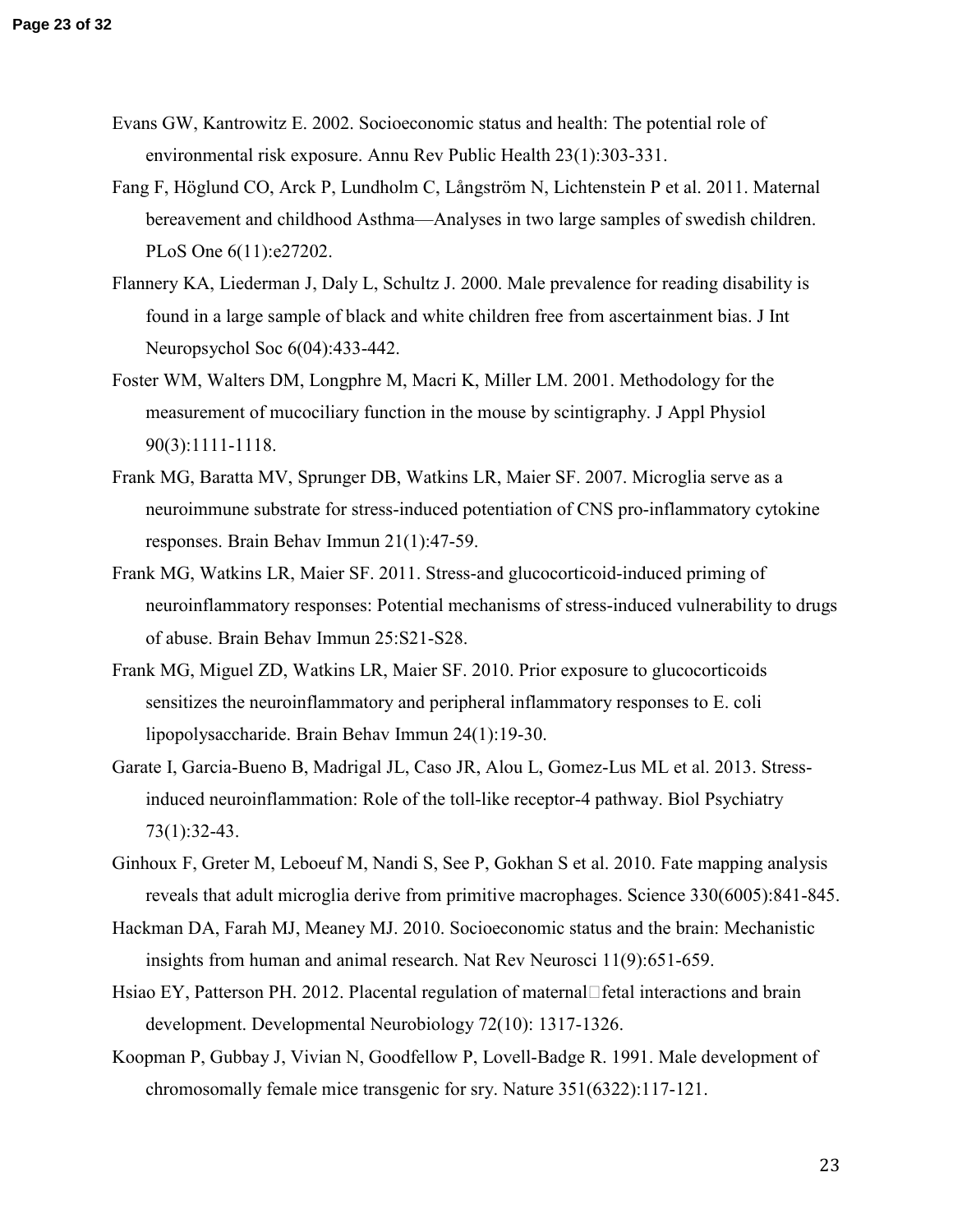Evans GW, Kantrowitz E. 2002. Socioeconomic status and health: The potential role of environmental risk exposure. Annu Rev Public Health 23(1):303-331.

Fang F, Höglund CO, Arck P, Lundholm C, Långström N, Lichtenstein P et al. 2011. Maternal bereavement and childhood Asthma—Analyses in two large samples of swedish children. PLoS One 6(11):e27202.

Flannery KA, Liederman J, Daly L, Schultz J. 2000. Male prevalence for reading disability is found in a large sample of black and white children free from ascertainment bias. J Int Neuropsychol Soc 6(04):433-442.

Foster WM, Walters DM, Longphre M, Macri K, Miller LM. 2001. Methodology for the measurement of mucociliary function in the mouse by scintigraphy. J Appl Physiol 90(3):1111-1118.

Frank MG, Baratta MV, Sprunger DB, Watkins LR, Maier SF. 2007. Microglia serve as a neuroimmune substrate for stress-induced potentiation of CNS pro-inflammatory cytokine responses. Brain Behav Immun 21(1):47-59.

Frank MG, Watkins LR, Maier SF. 2011. Stress-and glucocorticoid-induced priming of neuroinflammatory responses: Potential mechanisms of stress-induced vulnerability to drugs of abuse. Brain Behav Immun 25:S21-S28.

Frank MG, Miguel ZD, Watkins LR, Maier SF. 2010. Prior exposure to glucocorticoids sensitizes the neuroinflammatory and peripheral inflammatory responses to E. coli lipopolysaccharide. Brain Behav Immun 24(1):19-30.

Garate I, Garcia-Bueno B, Madrigal JL, Caso JR, Alou L, Gomez-Lus ML et al. 2013. Stress-induced neuroinflammation: Role of the toll-like receptor-4 pathway. Biol Psychiatry 73(1):32-43.

Ginhoux F, Greter M, Leboeuf M, Nandi S, See P, Gokhan S et al. 2010. Fate mapping analysis reveals that adult microglia derive from primitive macrophages. Science 330(6005):841-845.

Hackman DA, Farah MJ, Meaney MJ. 2010. Socioeconomic status and the brain: Mechanistic insights from human and animal research. Nat Rev Neurosci 11(9):651-659.

Hsiao EY, Patterson PH. 2012. Placental regulation of maternal□fetal interactions and brain development. Developmental Neurobiology 72(10): 1317-1326.

Koopman P, Gubbay J, Vivian N, Goodfellow P, Lovell-Badge R. 1991. Male development of chromosomally female mice transgenic for sry. Nature 351(6322):117-121.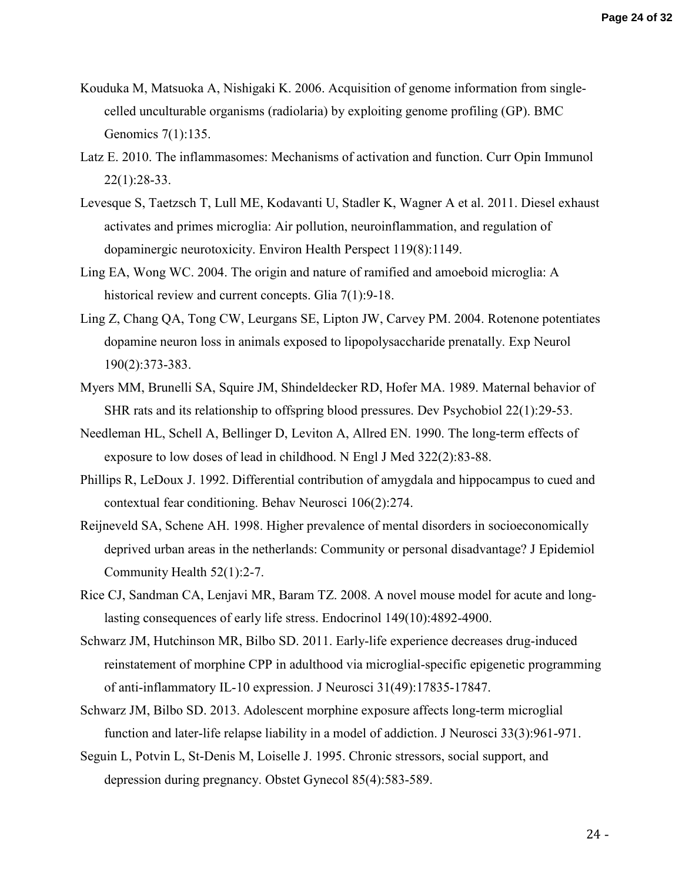Kouduka M, Matsuoka A, Nishigaki K. 2006. Acquisition of genome information from single-celled unculturable organisms (radiolaria) by exploiting genome profiling (GP). BMC Genomics 7(1):135.

Latz E. 2010. The inflammasomes: Mechanisms of activation and function. Curr Opin Immunol 22(1):28-33.

Levesque S, Taetzsch T, Lull ME, Kodavanti U, Stadler K, Wagner A et al. 2011. Diesel exhaust activates and primes microglia: Air pollution, neuroinflammation, and regulation of dopaminergic neurotoxicity. Environ Health Perspect 119(8):1149.

Ling EA, Wong WC. 2004. The origin and nature of ramified and amoeboid microglia: A historical review and current concepts. Glia 7(1):9-18.

Ling Z, Chang QA, Tong CW, Leurgans SE, Lipton JW, Carvey PM. 2004. Rotenone potentiates dopamine neuron loss in animals exposed to lipopolysaccharide prenatally. Exp Neurol 190(2):373-383.

Myers MM, Brunelli SA, Squire JM, Shindeldecker RD, Hofer MA. 1989. Maternal behavior of SHR rats and its relationship to offspring blood pressures. Dev Psychobiol 22(1):29-53.

Needleman HL, Schell A, Bellinger D, Leviton A, Allred EN. 1990. The long-term effects of exposure to low doses of lead in childhood. N Engl J Med 322(2):83-88.

Phillips R, LeDoux J. 1992. Differential contribution of amygdala and hippocampus to cued and contextual fear conditioning. Behav Neurosci 106(2):274.

Reijneveld SA, Schene AH. 1998. Higher prevalence of mental disorders in socioeconomically deprived urban areas in the netherlands: Community or personal disadvantage? J Epidemiol Community Health 52(1):2-7.

Rice CJ, Sandman CA, Lenjavi MR, Baram TZ. 2008. A novel mouse model for acute and long-lasting consequences of early life stress. Endocrinol 149(10):4892-4900.

Schwarz JM, Hutchinson MR, Bilbo SD. 2011. Early-life experience decreases drug-induced reinstatement of morphine CPP in adulthood via microglial-specific epigenetic programming of anti-inflammatory IL-10 expression. J Neurosci 31(49):17835-17847.

Schwarz JM, Bilbo SD. 2013. Adolescent morphine exposure affects long-term microglial function and later-life relapse liability in a model of addiction. J Neurosci 33(3):961-971.

Seguin L, Potvin L, St-Denis M, Loiselle J. 1995. Chronic stressors, social support, and depression during pregnancy. Obstet Gynecol 85(4):583-589.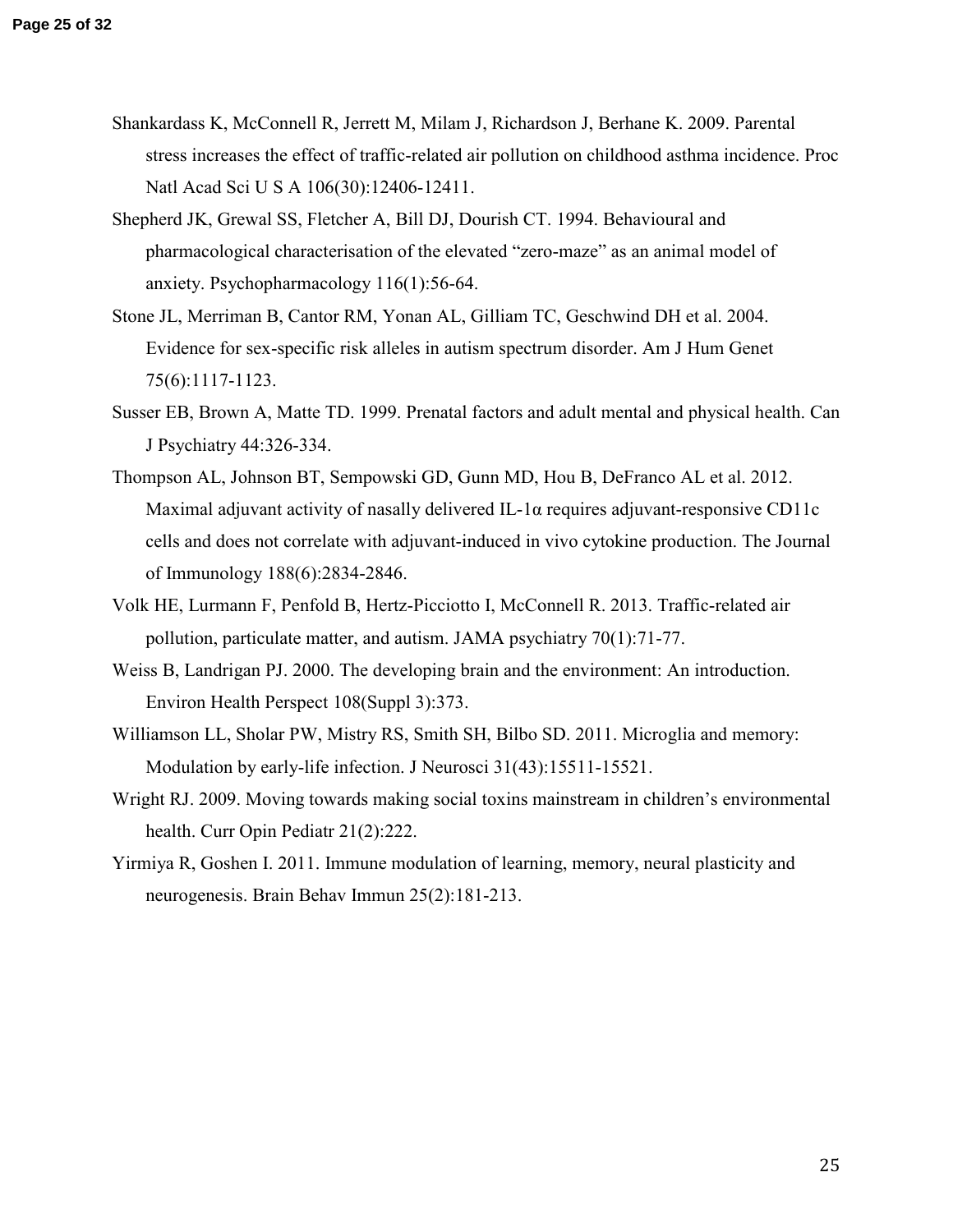Shankardass K, McConnell R, Jerrett M, Milam J, Richardson J, Berhane K. 2009. Parental stress increases the effect of traffic-related air pollution on childhood asthma incidence. Proc Natl Acad Sci U S A 106(30):12406-12411.

Shepherd JK, Grewal SS, Fletcher A, Bill DJ, Dourish CT. 1994. Behavioural and pharmacological characterisation of the elevated "zero-maze" as an animal model of anxiety. Psychopharmacology 116(1):56-64.

Stone JL, Merriman B, Cantor RM, Yonan AL, Gilliam TC, Geschwind DH et al. 2004. Evidence for sex-specific risk alleles in autism spectrum disorder. Am J Hum Genet 75(6):1117-1123.

Susser EB, Brown A, Matte TD. 1999. Prenatal factors and adult mental and physical health. Can J Psychiatry 44:326-334.

Thompson AL, Johnson BT, Sempowski GD, Gunn MD, Hou B, DeFranco AL et al. 2012. Maximal adjuvant activity of nasally delivered IL-1α requires adjuvant-responsive CD11c cells and does not correlate with adjuvant-induced in vivo cytokine production. The Journal of Immunology 188(6):2834-2846.

Volk HE, Lurmann F, Penfold B, Hertz-Picciotto I, McConnell R. 2013. Traffic-related air pollution, particulate matter, and autism. JAMA psychiatry 70(1):71-77.

Weiss B, Landrigan PJ. 2000. The developing brain and the environment: An introduction. Environ Health Perspect 108(Suppl 3):373.

Williamson LL, Sholar PW, Mistry RS, Smith SH, Bilbo SD. 2011. Microglia and memory: Modulation by early-life infection. J Neurosci 31(43):15511-15521.

Wright RJ. 2009. Moving towards making social toxins mainstream in children's environmental health. Curr Opin Pediatr 21(2):222.

Yirmiya R, Goshen I. 2011. Immune modulation of learning, memory, neural plasticity and neurogenesis. Brain Behav Immun 25(2):181-213.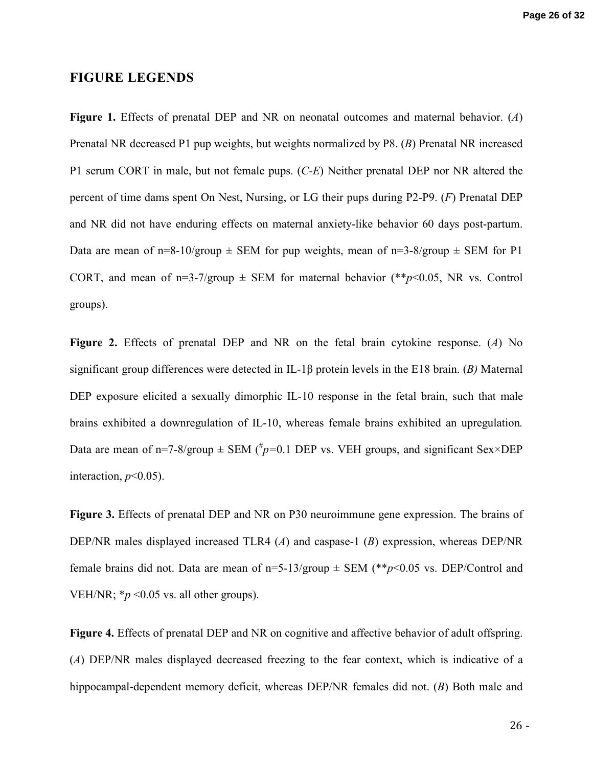## FIGURE LEGENDS

**Figure 1.** Effects of prenatal DEP and NR on neonatal outcomes and maternal behavior. (*A*) Prenatal NR decreased P1 pup weights, but weights normalized by P8. (*B*) Prenatal NR increased P1 serum CORT in male, but not female pups. (*C-E*) Neither prenatal DEP nor NR altered the percent of time dams spent On Nest, Nursing, or LG their pups during P2-P9. (*F*) Prenatal DEP and NR did not have enduring effects on maternal anxiety-like behavior 60 days post-partum. Data are mean of n=8-10/group ± SEM for pup weights, mean of n=3-8/group ± SEM for P1 CORT, and mean of n=3-7/group ± SEM for maternal behavior (\*\**p*<0.05, NR vs. Control groups).

**Figure 2.** Effects of prenatal DEP and NR on the fetal brain cytokine response. (*A*) No significant group differences were detected in IL-1β protein levels in the E18 brain. (*B)* Maternal DEP exposure elicited a sexually dimorphic IL-10 response in the fetal brain, such that male brains exhibited a downregulation of IL-10, whereas female brains exhibited an upregulation. Data are mean of n=7-8/group ± SEM ($^{\#}p$=0.1 DEP vs. VEH groups, and significant Sex×DEP interaction, *p*<0.05).

**Figure 3.** Effects of prenatal DEP and NR on P30 neuroimmune gene expression. The brains of DEP/NR males displayed increased TLR4 (*A*) and caspase-1 (*B*) expression, whereas DEP/NR female brains did not. Data are mean of n=5-13/group ± SEM (\*\**p*<0.05 vs. DEP/Control and VEH/NR; \**p* <0.05 vs. all other groups).

**Figure 4.** Effects of prenatal DEP and NR on cognitive and affective behavior of adult offspring. (*A*) DEP/NR males displayed decreased freezing to the fear context, which is indicative of a hippocampal-dependent memory deficit, whereas DEP/NR females did not. (*B*) Both male and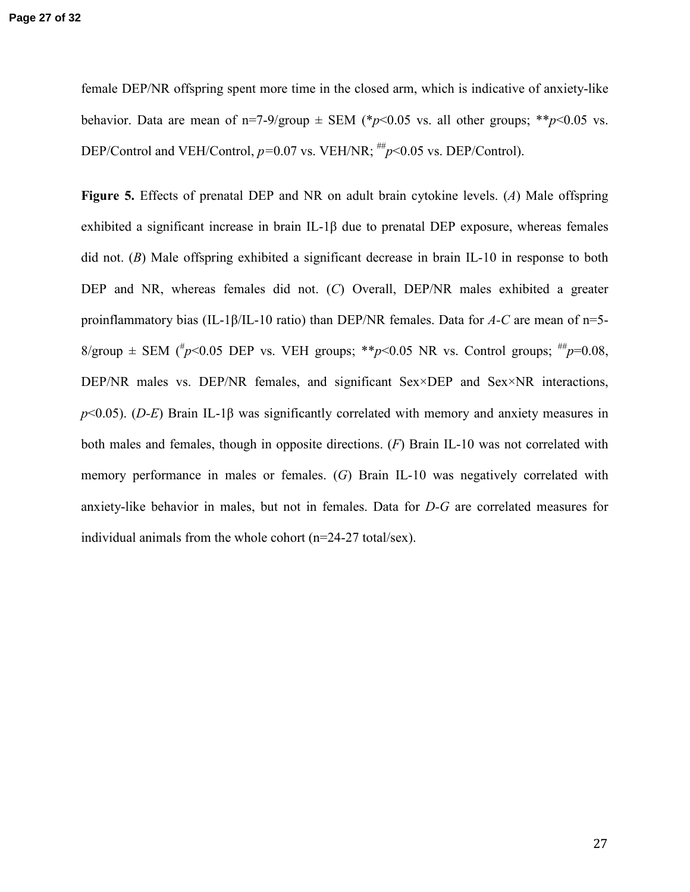female DEP/NR offspring spent more time in the closed arm, which is indicative of anxiety-like behavior. Data are mean of n=7-9/group ± SEM (*$p<0.05$ vs. all other groups; **$p<0.05$ vs. DEP/Control and VEH/Control, $p=0.07$ vs. VEH/NR; ##$p<0.05$ vs. DEP/Control).

**Figure 5.** Effects of prenatal DEP and NR on adult brain cytokine levels. (*A*) Male offspring exhibited a significant increase in brain IL-1β due to prenatal DEP exposure, whereas females did not. (*B*) Male offspring exhibited a significant decrease in brain IL-10 in response to both DEP and NR, whereas females did not. (*C*) Overall, DEP/NR males exhibited a greater proinflammatory bias (IL-1β/IL-10 ratio) than DEP/NR females. Data for *A-C* are mean of n=5-8/group ± SEM (#$p<0.05$ DEP vs. VEH groups; **$p<0.05$ NR vs. Control groups; ##$p=0.08$, DEP/NR males vs. DEP/NR females, and significant Sex×DEP and Sex×NR interactions, $p<0.05$). (*D-E*) Brain IL-1β was significantly correlated with memory and anxiety measures in both males and females, though in opposite directions. (*F*) Brain IL-10 was not correlated with memory performance in males or females. (*G*) Brain IL-10 was negatively correlated with anxiety-like behavior in males, but not in females. Data for *D-G* are correlated measures for individual animals from the whole cohort (n=24-27 total/sex).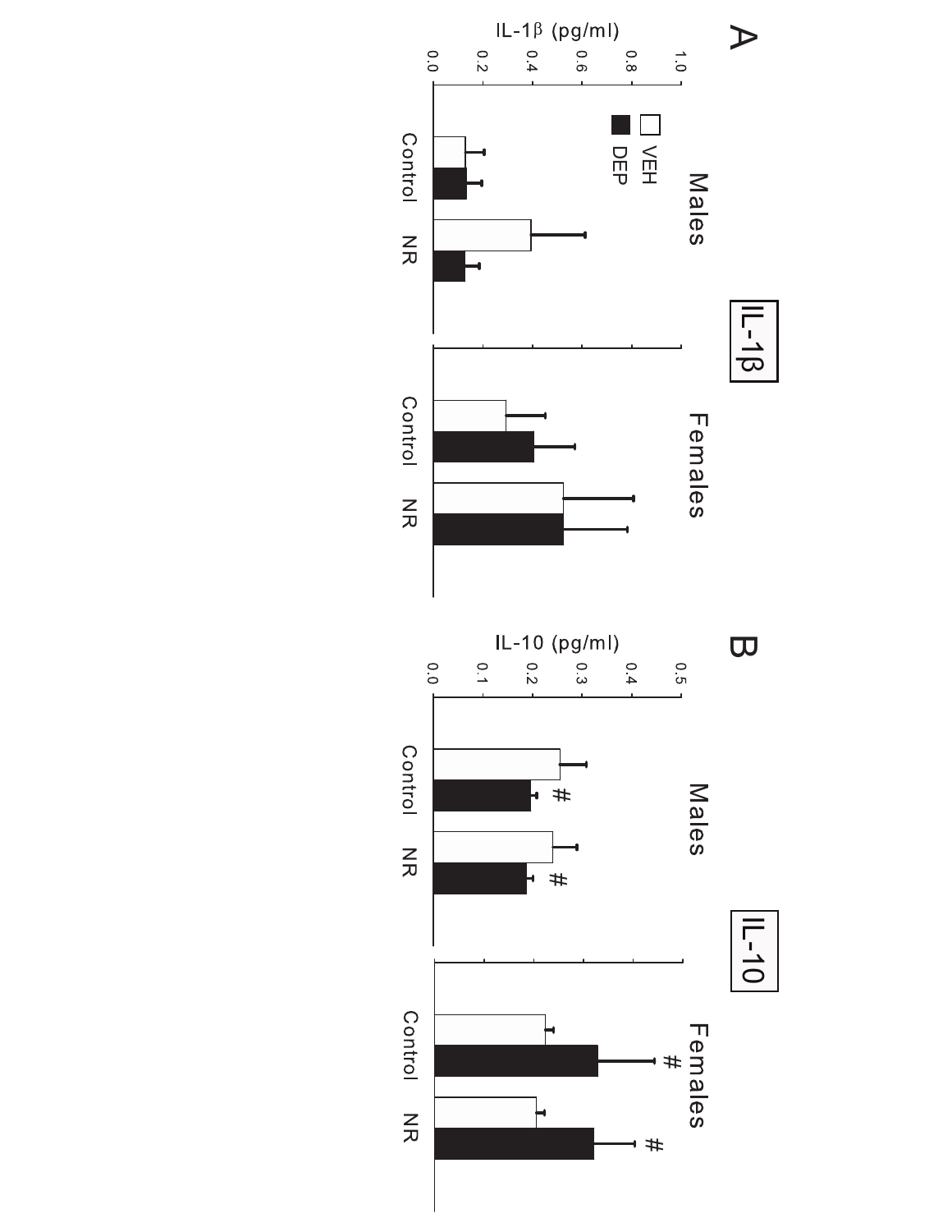A

IL-1β

IL-1β (pg/ml)

1.0
0.8
0.6
0.4
0.2
0.0

☐ VEH
■ DEP

Males

Control NR

Females

Control NR

B

IL-10

IL-10 (pg/ml)

0.5
0.4
0.3
0.2
0.1
0.0

Males

Control # NR #

Females

Control # NR #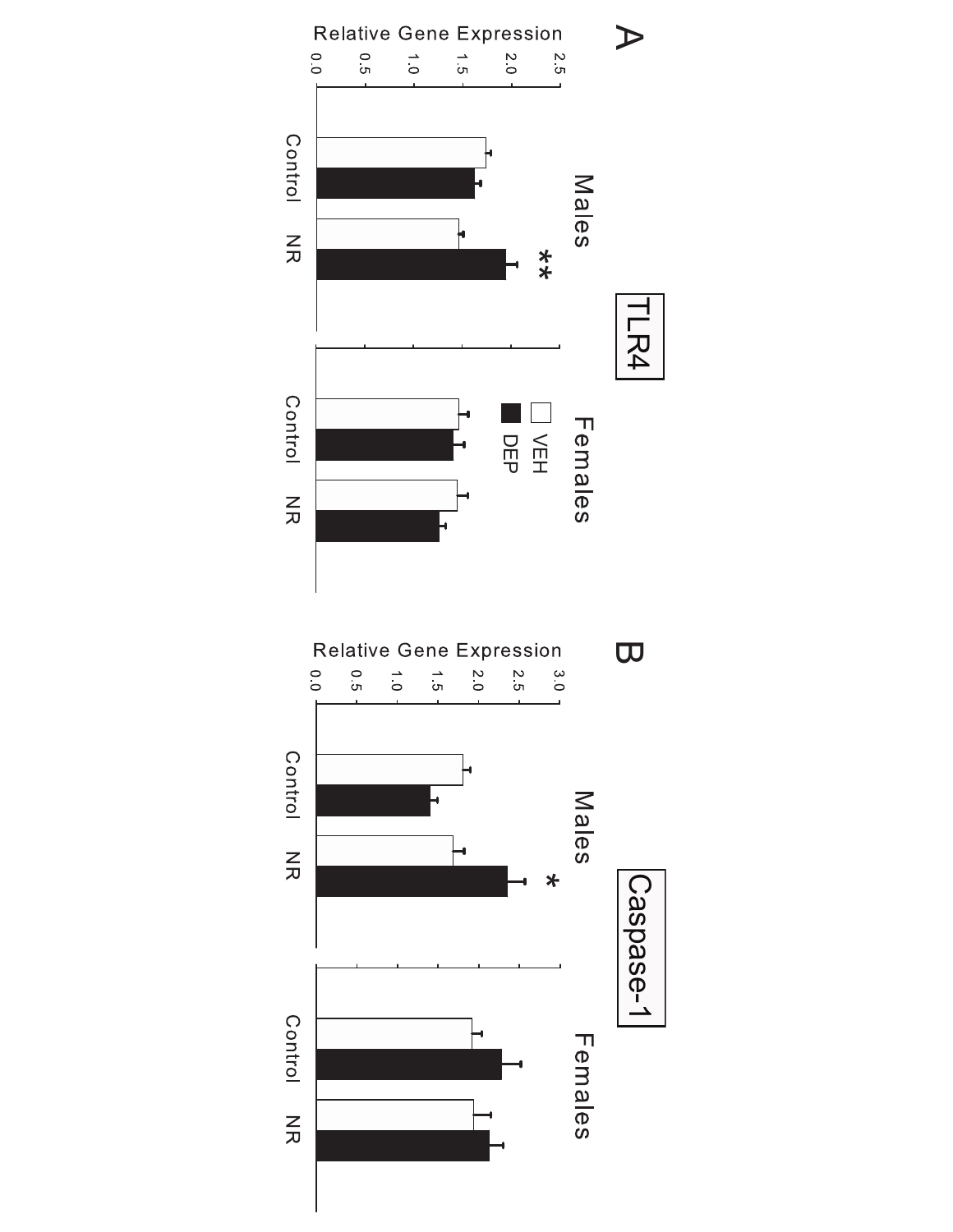A

TLR4

Males

Females

Relative Gene Expression

2.5
2.0
1.5
1.0
0.5
0.0

Control NR Control NR

**

VEH
DEP

B

Caspase-1

Males

Females

Relative Gene Expression

3.0
2.5
2.0
1.5
1.0
0.5
0.0

Control NR Control NR

*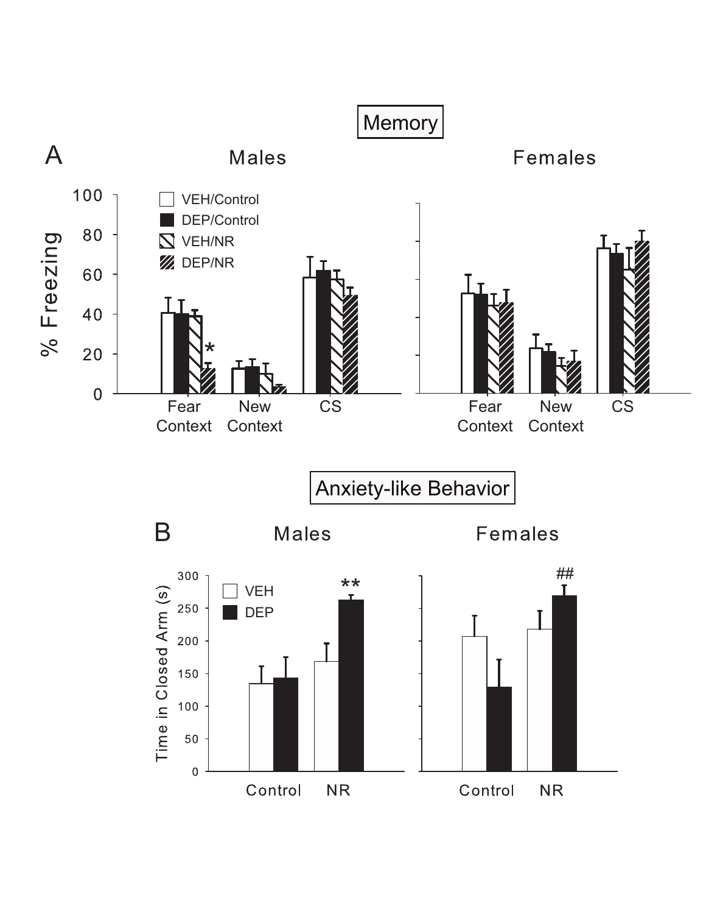Memory

A

Males

Females

% Freezing

VEH/Control

DEP/Control

VEH/NR

DEP/NR

Fear Context

New Context

CS

Anxiety-like Behavior

B

Males

Females

Time in Closed Arm (s)

VEH

DEP

Control

NR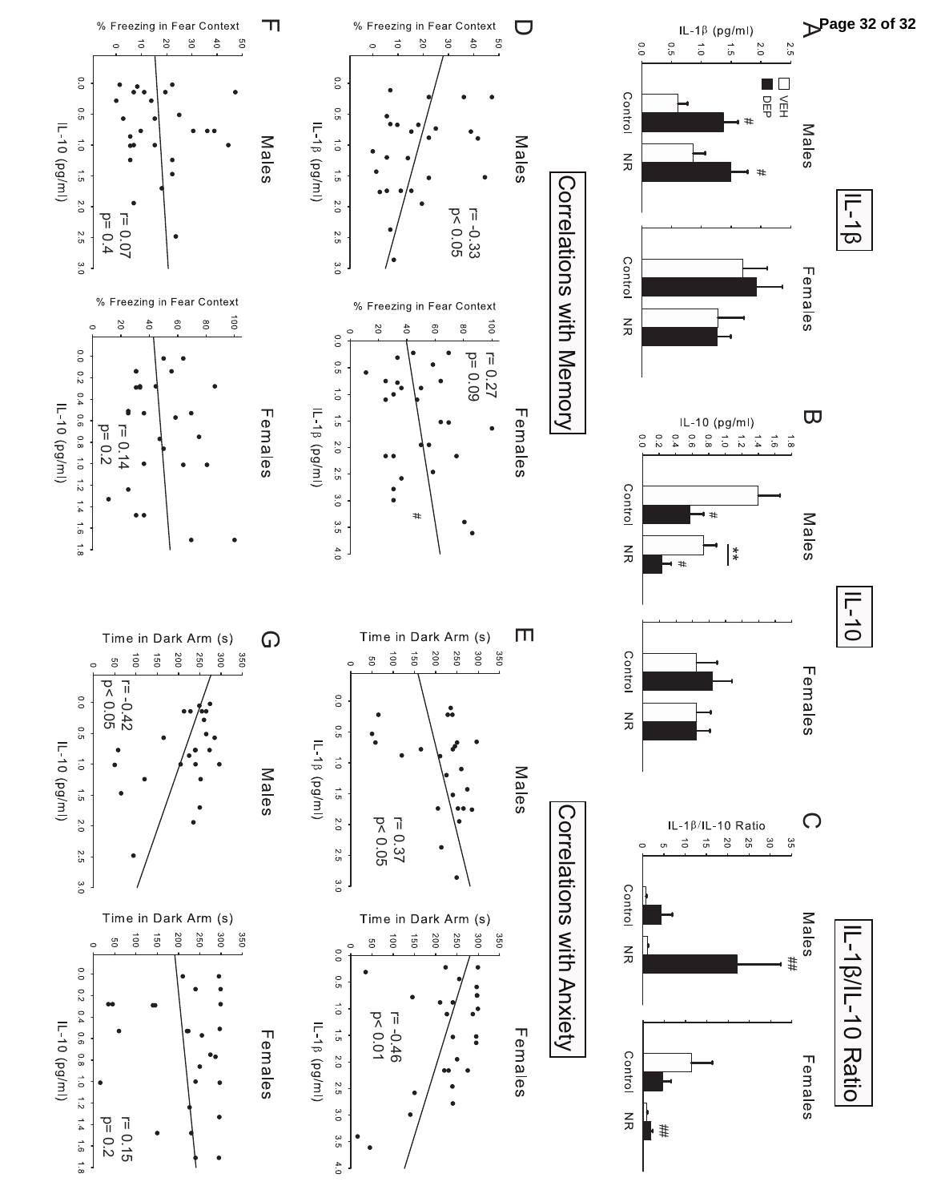A

IL-1β

IL-1β (pg/ml)

0.0 0.5 1.0 1.5 2.0 2.5

VEH
DEP

Males

Control NR

Females

Control NR

#
#

B

IL-10

IL-10 (pg/ml)

0.0 0.2 0.4 0.6 0.8 1.0 1.2 1.4 1.6 1.8

Males

Control NR

Females

Control NR

#
**
#

C

IL-1β/IL-10 Ratio

IL-1β/IL-10 Ratio

0 5 10 15 20 25 30 35

Males

Control NR

Females

Control NR

##
##

Correlations with Memory

D

Males

% Freezing in Fear Context

0 10 20 30 40 50

IL-1β (pg/ml)

0.0 0.5 1.0 1.5 2.0 2.5 3.0

r= -0.33
p< 0.05

Females

% Freezing in Fear Context

20 40 60 80 100

IL-1β (pg/ml)

0.0 0.5 1.0 1.5 2.0 2.5 3.0 3.5 4.0

r= 0.27
p= 0.09

#

F

Males

% Freezing in Fear Context

0 10 20 30 40 50

IL-10 (pg/ml)

0.0 0.5 1.0 1.5 2.0 2.5 3.0

r= 0.07
p= 0.4

Females

% Freezing in Fear Context

0 20 40 60 80 100

IL-10 (pg/ml)

0.0 0.2 0.4 0.6 0.8 1.0 1.2 1.4 1.6 1.8

r= 0.14
p= 0.2

Correlations with Anxiety

E

Males

Time in Dark Arm (s)

0 50 100 150 200 250 300 350

IL-1β (pg/ml)

0.0 0.5 1.0 1.5 2.0 2.5 3.0

r= 0.37
p< 0.05

Females

Time in Dark Arm (s)

0 50 100 150 200 250 300 350

IL-1β (pg/ml)

0.0 0.5 1.0 1.5 2.0 2.5 3.0 3.5 4.0

r= -0.46
p< 0.01

G

Males

Time in Dark Arm (s)

0 50 100 150 200 250 300 350

IL-10 (pg/ml)

0.0 0.5 1.0 1.5 2.0 2.5 3.0

r= -0.42
p< 0.05

Females

Time in Dark Arm (s)

0 50 100 150 200 250 300 350

IL-10 (pg/ml)

0.0 0.2 0.4 0.6 0.8 1.0 1.2 1.4 1.6 1.8

r= 0.15
p= 0.2